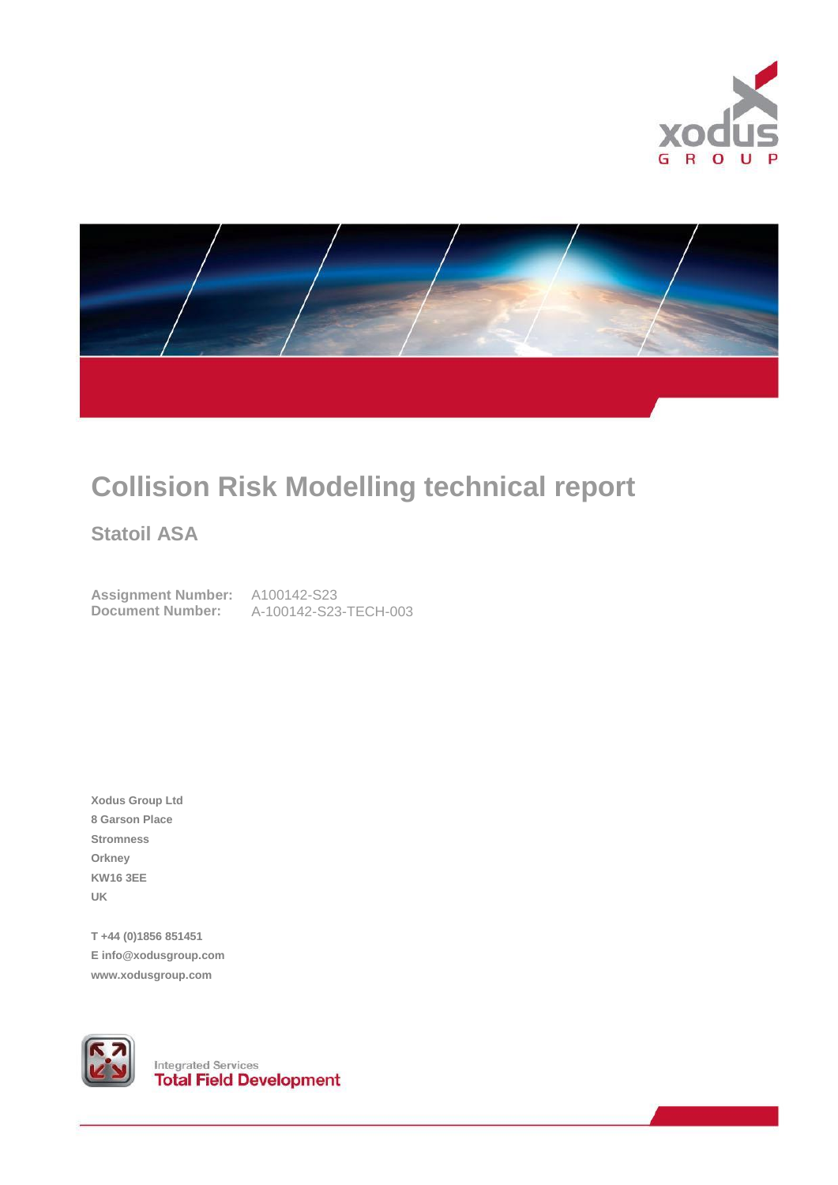# Collision Risk Modelling technical report

## Statoil ASA

**Assignment Number:** A100142-S23
**Document Number:** A-100142-S23-TECH-003

**Xodus Group Ltd**
**8 Garson Place**
**Stromness**
**Orkney**
**KW16 3EE**
**UK**

**T +44 (0)1856 851451**
**E info@xodusgroup.com**
**www.xodusgroup.com**

Integrated Services
**Total Field Development**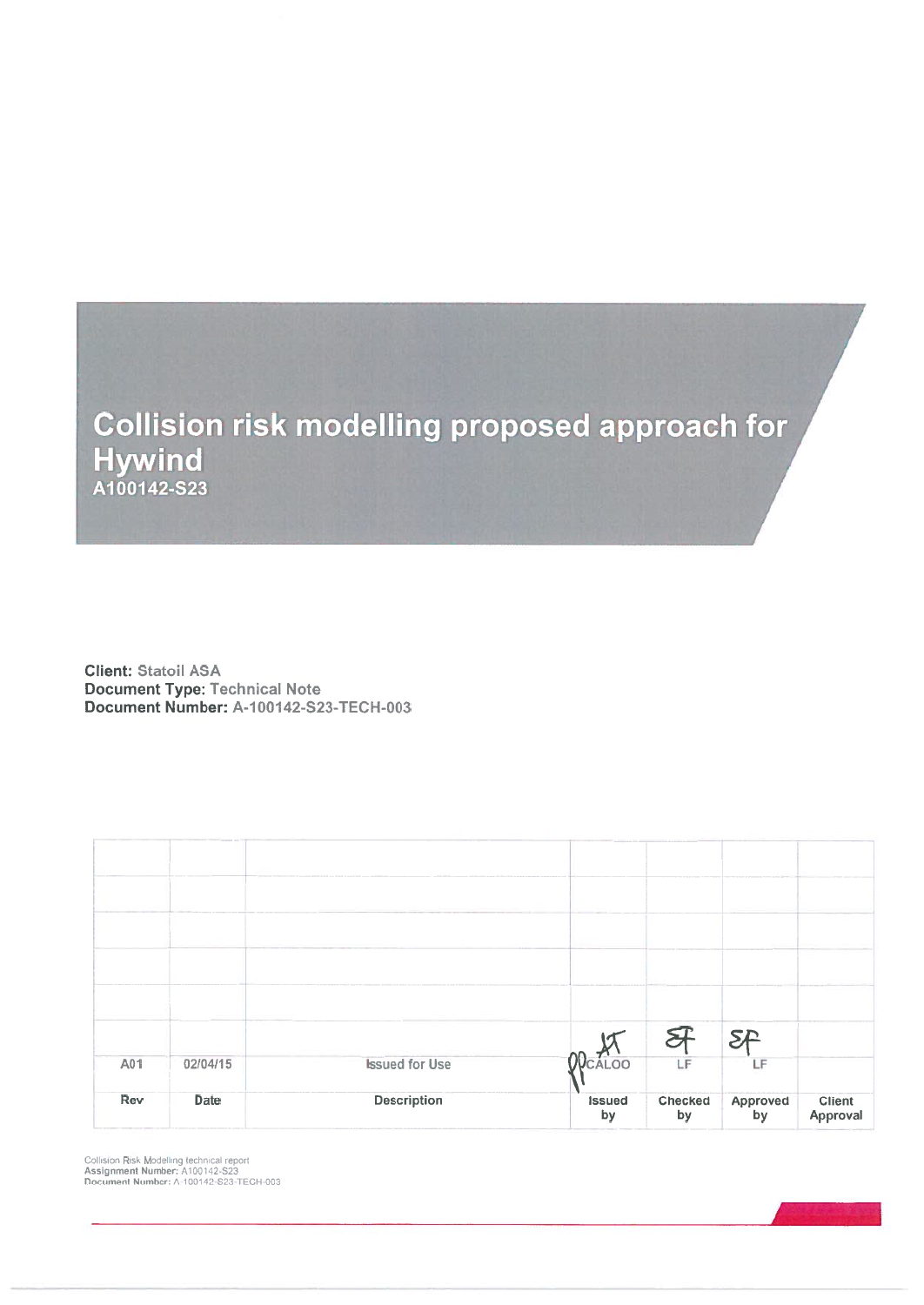# Collision risk modelling proposed approach for Hywind

## A100142-S23

**Client:** Statoil ASA
**Document Type:** Technical Note
**Document Number:** A-100142-S23-TECH-003

| Rev | Date | Description | Issued by | Checked by | Approved by | Client Approval |
|---|---|---|---|---|---|---|
| | | | | | | |
| | | | | | | |
| | | | | | | |
| | | | | | | |
| | | | | | | |
| A01 | 02/04/15 | Issued for Use | CALOO | LF | LF | |

Collision Risk Modelling technical report
**Assignment Number:** A100142-S23
**Document Number:** A-100142-S23-TECH-003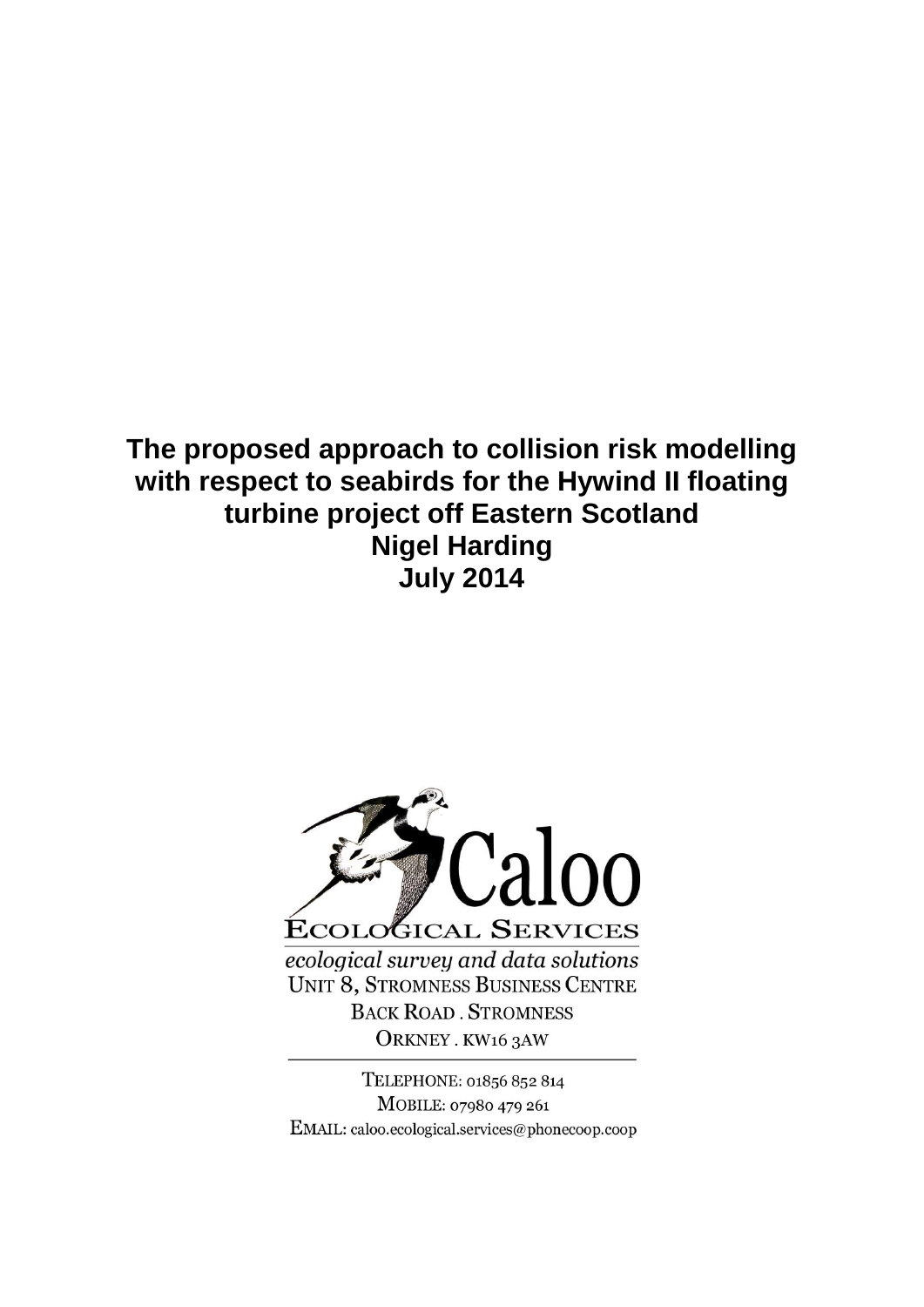# The proposed approach to collision risk modelling with respect to seabirds for the Hywind II floating turbine project off Eastern Scotland

**Nigel Harding**

**July 2014**

Caloo

ECOLOGICAL SERVICES

*ecological survey and data solutions*

UNIT 8, STROMNESS BUSINESS CENTRE

BACK ROAD . STROMNESS

ORKNEY . KW16 3AW

TELEPHONE: 01856 852 814

MOBILE: 07980 479 261

EMAIL: caloo.ecological.services@phonecoop.coop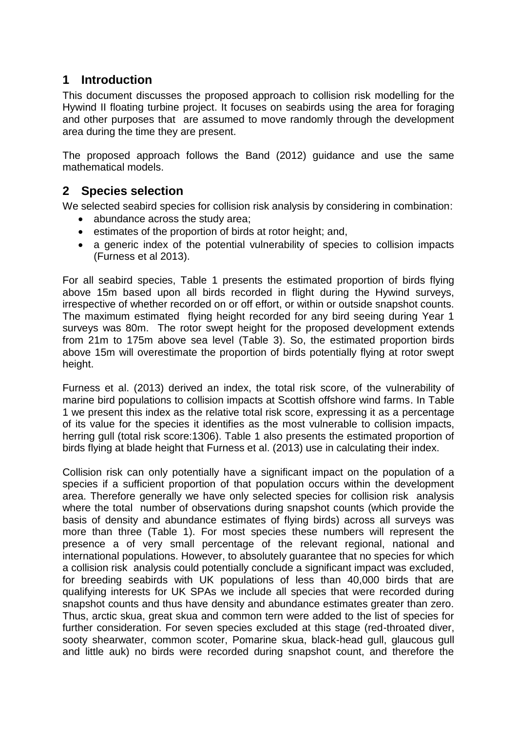## 1 Introduction

This document discusses the proposed approach to collision risk modelling for the Hywind II floating turbine project. It focuses on seabirds using the area for foraging and other purposes that are assumed to move randomly through the development area during the time they are present.

The proposed approach follows the Band (2012) guidance and use the same mathematical models.

## 2 Species selection

We selected seabird species for collision risk analysis by considering in combination:

- abundance across the study area;
- estimates of the proportion of birds at rotor height; and,
- a generic index of the potential vulnerability of species to collision impacts (Furness et al 2013).

For all seabird species, Table 1 presents the estimated proportion of birds flying above 15m based upon all birds recorded in flight during the Hywind surveys, irrespective of whether recorded on or off effort, or within or outside snapshot counts. The maximum estimated flying height recorded for any bird seeing during Year 1 surveys was 80m. The rotor swept height for the proposed development extends from 21m to 175m above sea level (Table 3). So, the estimated proportion birds above 15m will overestimate the proportion of birds potentially flying at rotor swept height.

Furness et al. (2013) derived an index, the total risk score, of the vulnerability of marine bird populations to collision impacts at Scottish offshore wind farms. In Table 1 we present this index as the relative total risk score, expressing it as a percentage of its value for the species it identifies as the most vulnerable to collision impacts, herring gull (total risk score:1306). Table 1 also presents the estimated proportion of birds flying at blade height that Furness et al. (2013) use in calculating their index.

Collision risk can only potentially have a significant impact on the population of a species if a sufficient proportion of that population occurs within the development area. Therefore generally we have only selected species for collision risk analysis where the total number of observations during snapshot counts (which provide the basis of density and abundance estimates of flying birds) across all surveys was more than three (Table 1). For most species these numbers will represent the presence a of very small percentage of the relevant regional, national and international populations. However, to absolutely guarantee that no species for which a collision risk analysis could potentially conclude a significant impact was excluded, for breeding seabirds with UK populations of less than 40,000 birds that are qualifying interests for UK SPAs we include all species that were recorded during snapshot counts and thus have density and abundance estimates greater than zero. Thus, arctic skua, great skua and common tern were added to the list of species for further consideration. For seven species excluded at this stage (red-throated diver, sooty shearwater, common scoter, Pomarine skua, black-head gull, glaucous gull and little auk) no birds were recorded during snapshot count, and therefore the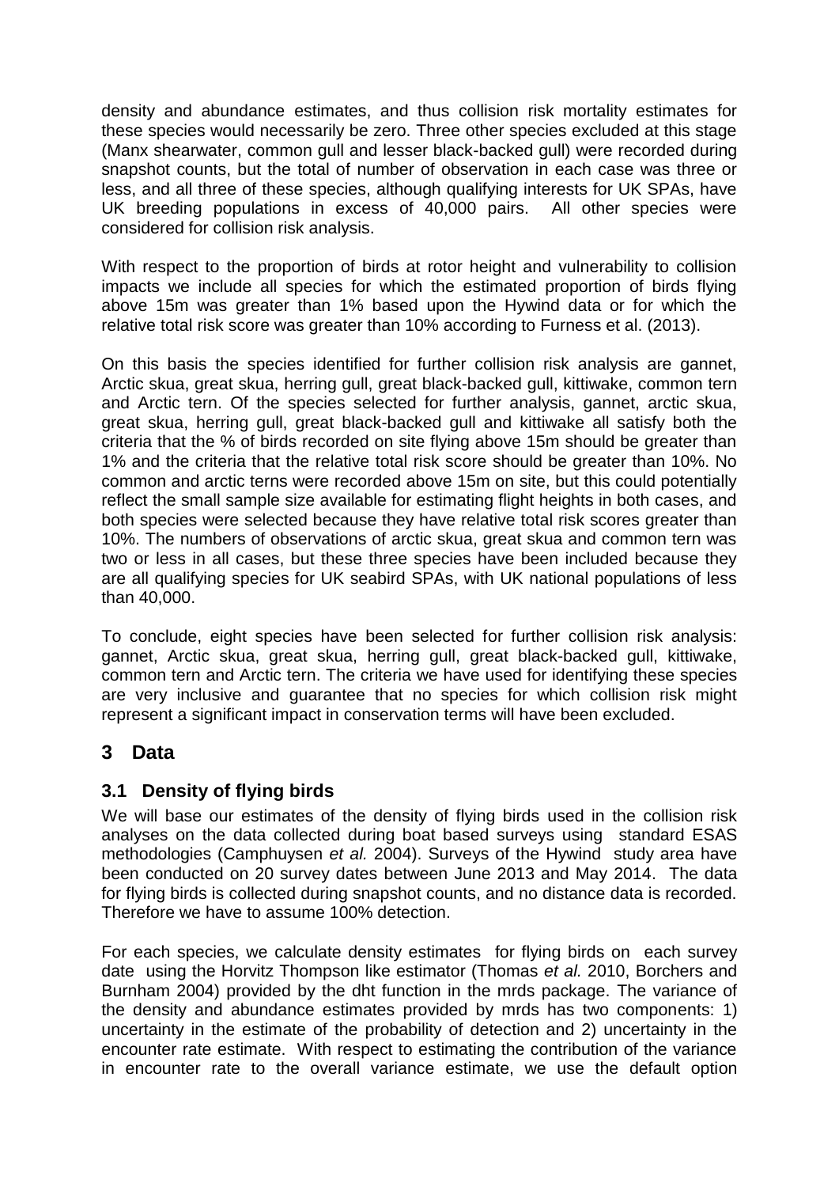density and abundance estimates, and thus collision risk mortality estimates for these species would necessarily be zero. Three other species excluded at this stage (Manx shearwater, common gull and lesser black-backed gull) were recorded during snapshot counts, but the total of number of observation in each case was three or less, and all three of these species, although qualifying interests for UK SPAs, have UK breeding populations in excess of 40,000 pairs. All other species were considered for collision risk analysis.

With respect to the proportion of birds at rotor height and vulnerability to collision impacts we include all species for which the estimated proportion of birds flying above 15m was greater than 1% based upon the Hywind data or for which the relative total risk score was greater than 10% according to Furness et al. (2013).

On this basis the species identified for further collision risk analysis are gannet, Arctic skua, great skua, herring gull, great black-backed gull, kittiwake, common tern and Arctic tern. Of the species selected for further analysis, gannet, arctic skua, great skua, herring gull, great black-backed gull and kittiwake all satisfy both the criteria that the % of birds recorded on site flying above 15m should be greater than 1% and the criteria that the relative total risk score should be greater than 10%. No common and arctic terns were recorded above 15m on site, but this could potentially reflect the small sample size available for estimating flight heights in both cases, and both species were selected because they have relative total risk scores greater than 10%. The numbers of observations of arctic skua, great skua and common tern was two or less in all cases, but these three species have been included because they are all qualifying species for UK seabird SPAs, with UK national populations of less than 40,000.

To conclude, eight species have been selected for further collision risk analysis: gannet, Arctic skua, great skua, herring gull, great black-backed gull, kittiwake, common tern and Arctic tern. The criteria we have used for identifying these species are very inclusive and guarantee that no species for which collision risk might represent a significant impact in conservation terms will have been excluded.

# 3 Data

## 3.1 Density of flying birds

We will base our estimates of the density of flying birds used in the collision risk analyses on the data collected during boat based surveys using standard ESAS methodologies (Camphuysen *et al.* 2004). Surveys of the Hywind study area have been conducted on 20 survey dates between June 2013 and May 2014. The data for flying birds is collected during snapshot counts, and no distance data is recorded. Therefore we have to assume 100% detection.

For each species, we calculate density estimates for flying birds on each survey date using the Horvitz Thompson like estimator (Thomas *et al.* 2010, Borchers and Burnham 2004) provided by the dht function in the mrds package. The variance of the density and abundance estimates provided by mrds has two components: 1) uncertainty in the estimate of the probability of detection and 2) uncertainty in the encounter rate estimate. With respect to estimating the contribution of the variance in encounter rate to the overall variance estimate, we use the default option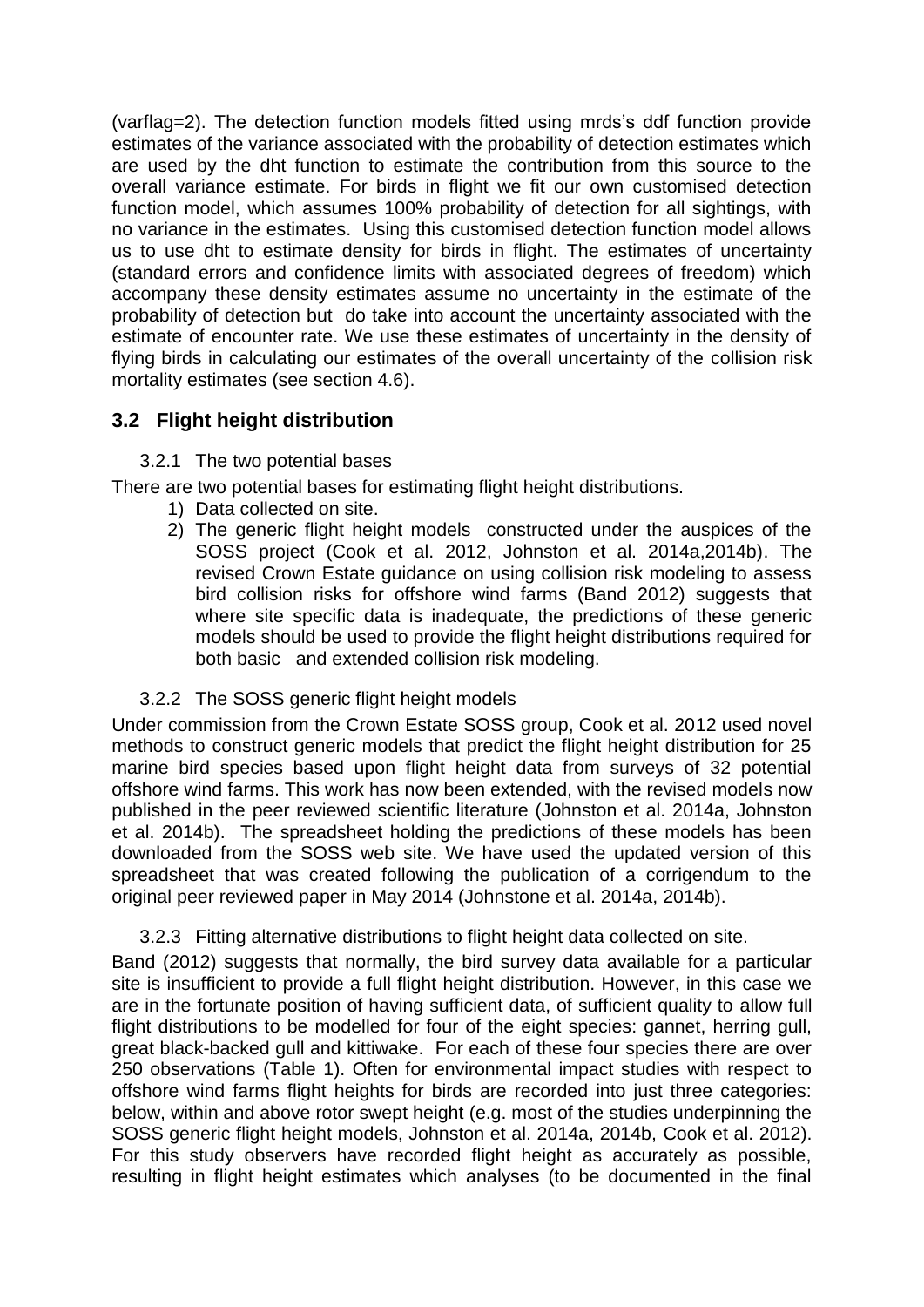(varflag=2). The detection function models fitted using mrds's ddf function provide estimates of the variance associated with the probability of detection estimates which are used by the dht function to estimate the contribution from this source to the overall variance estimate. For birds in flight we fit our own customised detection function model, which assumes 100% probability of detection for all sightings, with no variance in the estimates. Using this customised detection function model allows us to use dht to estimate density for birds in flight. The estimates of uncertainty (standard errors and confidence limits with associated degrees of freedom) which accompany these density estimates assume no uncertainty in the estimate of the probability of detection but do take into account the uncertainty associated with the estimate of encounter rate. We use these estimates of uncertainty in the density of flying birds in calculating our estimates of the overall uncertainty of the collision risk mortality estimates (see section 4.6).

## 3.2 Flight height distribution

### 3.2.1 The two potential bases

There are two potential bases for estimating flight height distributions.

1) Data collected on site.
2) The generic flight height models constructed under the auspices of the SOSS project (Cook et al. 2012, Johnston et al. 2014a,2014b). The revised Crown Estate guidance on using collision risk modeling to assess bird collision risks for offshore wind farms (Band 2012) suggests that where site specific data is inadequate, the predictions of these generic models should be used to provide the flight height distributions required for both basic and extended collision risk modeling.

### 3.2.2 The SOSS generic flight height models

Under commission from the Crown Estate SOSS group, Cook et al. 2012 used novel methods to construct generic models that predict the flight height distribution for 25 marine bird species based upon flight height data from surveys of 32 potential offshore wind farms. This work has now been extended, with the revised models now published in the peer reviewed scientific literature (Johnston et al. 2014a, Johnston et al. 2014b). The spreadsheet holding the predictions of these models has been downloaded from the SOSS web site. We have used the updated version of this spreadsheet that was created following the publication of a corrigendum to the original peer reviewed paper in May 2014 (Johnstone et al. 2014a, 2014b).

### 3.2.3 Fitting alternative distributions to flight height data collected on site.

Band (2012) suggests that normally, the bird survey data available for a particular site is insufficient to provide a full flight height distribution. However, in this case we are in the fortunate position of having sufficient data, of sufficient quality to allow full flight distributions to be modelled for four of the eight species: gannet, herring gull, great black-backed gull and kittiwake. For each of these four species there are over 250 observations (Table 1). Often for environmental impact studies with respect to offshore wind farms flight heights for birds are recorded into just three categories: below, within and above rotor swept height (e.g. most of the studies underpinning the SOSS generic flight height models, Johnston et al. 2014a, 2014b, Cook et al. 2012). For this study observers have recorded flight height as accurately as possible, resulting in flight height estimates which analyses (to be documented in the final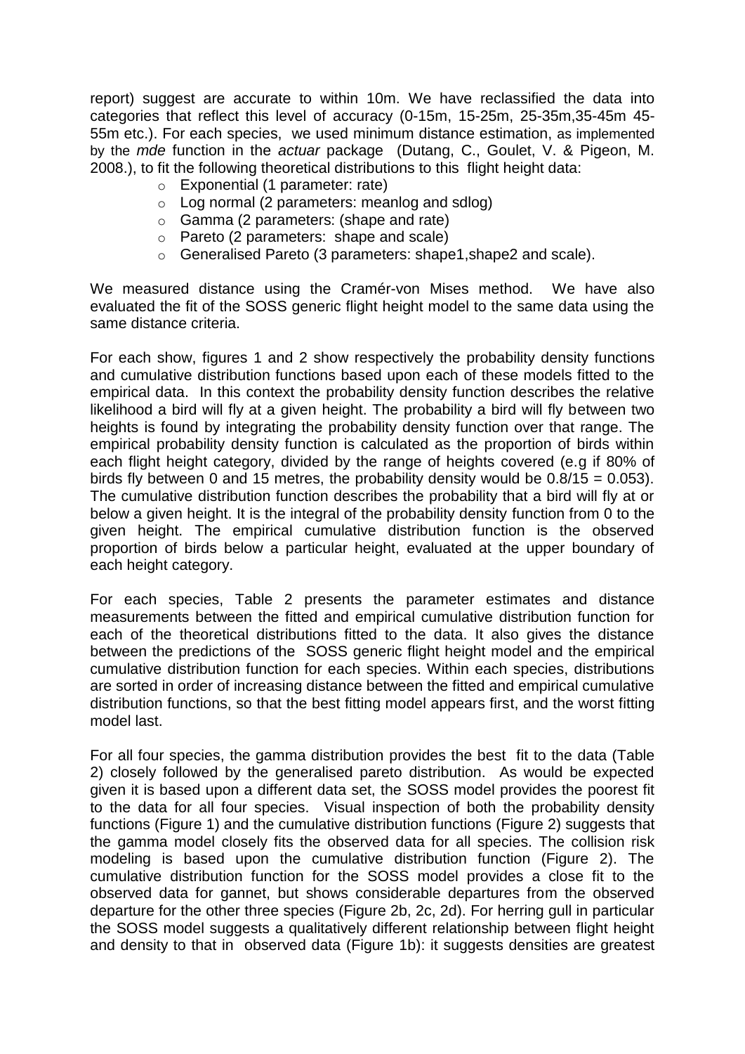report) suggest are accurate to within 10m. We have reclassified the data into categories that reflect this level of accuracy (0-15m, 15-25m, 25-35m,35-45m 45-55m etc.). For each species, we used minimum distance estimation, as implemented by the *mde* function in the *actuar* package (Dutang, C., Goulet, V. & Pigeon, M. 2008.), to fit the following theoretical distributions to this flight height data:

- Exponential (1 parameter: rate)
- Log normal (2 parameters: meanlog and sdlog)
- Gamma (2 parameters: (shape and rate)
- Pareto (2 parameters: shape and scale)
- Generalised Pareto (3 parameters: shape1,shape2 and scale).

We measured distance using the Cramér-von Mises method. We have also evaluated the fit of the SOSS generic flight height model to the same data using the same distance criteria.

For each show, figures 1 and 2 show respectively the probability density functions and cumulative distribution functions based upon each of these models fitted to the empirical data. In this context the probability density function describes the relative likelihood a bird will fly at a given height. The probability a bird will fly between two heights is found by integrating the probability density function over that range. The empirical probability density function is calculated as the proportion of birds within each flight height category, divided by the range of heights covered (e.g if 80% of birds fly between 0 and 15 metres, the probability density would be $0.8/15 = 0.053$). The cumulative distribution function describes the probability that a bird will fly at or below a given height. It is the integral of the probability density function from 0 to the given height. The empirical cumulative distribution function is the observed proportion of birds below a particular height, evaluated at the upper boundary of each height category.

For each species, Table 2 presents the parameter estimates and distance measurements between the fitted and empirical cumulative distribution function for each of the theoretical distributions fitted to the data. It also gives the distance between the predictions of the SOSS generic flight height model and the empirical cumulative distribution function for each species. Within each species, distributions are sorted in order of increasing distance between the fitted and empirical cumulative distribution functions, so that the best fitting model appears first, and the worst fitting model last.

For all four species, the gamma distribution provides the best fit to the data (Table 2) closely followed by the generalised pareto distribution. As would be expected given it is based upon a different data set, the SOSS model provides the poorest fit to the data for all four species. Visual inspection of both the probability density functions (Figure 1) and the cumulative distribution functions (Figure 2) suggests that the gamma model closely fits the observed data for all species. The collision risk modeling is based upon the cumulative distribution function (Figure 2). The cumulative distribution function for the SOSS model provides a close fit to the observed data for gannet, but shows considerable departures from the observed departure for the other three species (Figure 2b, 2c, 2d). For herring gull in particular the SOSS model suggests a qualitatively different relationship between flight height and density to that in observed data (Figure 1b): it suggests densities are greatest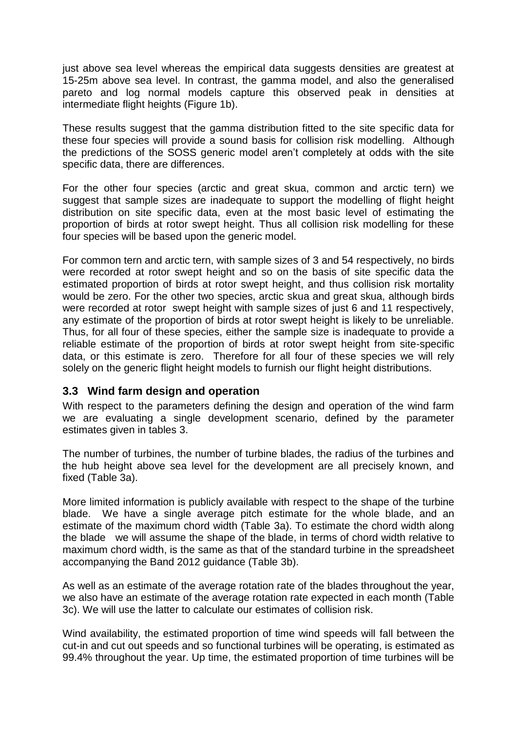just above sea level whereas the empirical data suggests densities are greatest at 15-25m above sea level. In contrast, the gamma model, and also the generalised pareto and log normal models capture this observed peak in densities at intermediate flight heights (Figure 1b).

These results suggest that the gamma distribution fitted to the site specific data for these four species will provide a sound basis for collision risk modelling. Although the predictions of the SOSS generic model aren't completely at odds with the site specific data, there are differences.

For the other four species (arctic and great skua, common and arctic tern) we suggest that sample sizes are inadequate to support the modelling of flight height distribution on site specific data, even at the most basic level of estimating the proportion of birds at rotor swept height. Thus all collision risk modelling for these four species will be based upon the generic model.

For common tern and arctic tern, with sample sizes of 3 and 54 respectively, no birds were recorded at rotor swept height and so on the basis of site specific data the estimated proportion of birds at rotor swept height, and thus collision risk mortality would be zero. For the other two species, arctic skua and great skua, although birds were recorded at rotor swept height with sample sizes of just 6 and 11 respectively, any estimate of the proportion of birds at rotor swept height is likely to be unreliable. Thus, for all four of these species, either the sample size is inadequate to provide a reliable estimate of the proportion of birds at rotor swept height from site-specific data, or this estimate is zero. Therefore for all four of these species we will rely solely on the generic flight height models to furnish our flight height distributions.

### 3.3 Wind farm design and operation

With respect to the parameters defining the design and operation of the wind farm we are evaluating a single development scenario, defined by the parameter estimates given in tables 3.

The number of turbines, the number of turbine blades, the radius of the turbines and the hub height above sea level for the development are all precisely known, and fixed (Table 3a).

More limited information is publicly available with respect to the shape of the turbine blade. We have a single average pitch estimate for the whole blade, and an estimate of the maximum chord width (Table 3a). To estimate the chord width along the blade we will assume the shape of the blade, in terms of chord width relative to maximum chord width, is the same as that of the standard turbine in the spreadsheet accompanying the Band 2012 guidance (Table 3b).

As well as an estimate of the average rotation rate of the blades throughout the year, we also have an estimate of the average rotation rate expected in each month (Table 3c). We will use the latter to calculate our estimates of collision risk.

Wind availability, the estimated proportion of time wind speeds will fall between the cut-in and cut out speeds and so functional turbines will be operating, is estimated as 99.4% throughout the year. Up time, the estimated proportion of time turbines will be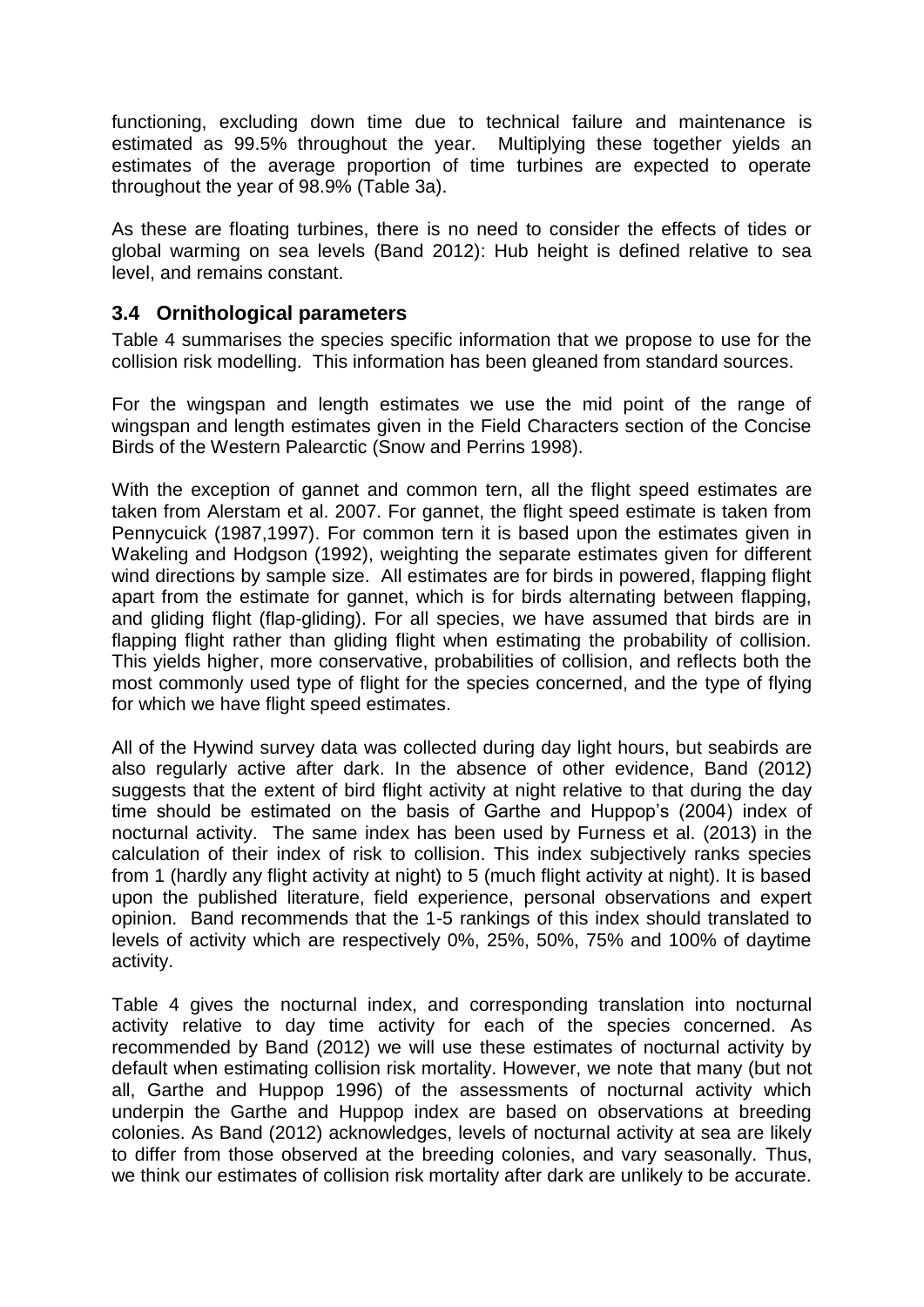functioning, excluding down time due to technical failure and maintenance is estimated as 99.5% throughout the year. Multiplying these together yields an estimates of the average proportion of time turbines are expected to operate throughout the year of 98.9% (Table 3a).

As these are floating turbines, there is no need to consider the effects of tides or global warming on sea levels (Band 2012): Hub height is defined relative to sea level, and remains constant.

### 3.4 Ornithological parameters

Table 4 summarises the species specific information that we propose to use for the collision risk modelling. This information has been gleaned from standard sources.

For the wingspan and length estimates we use the mid point of the range of wingspan and length estimates given in the Field Characters section of the Concise Birds of the Western Palearctic (Snow and Perrins 1998).

With the exception of gannet and common tern, all the flight speed estimates are taken from Alerstam et al. 2007. For gannet, the flight speed estimate is taken from Pennycuick (1987,1997). For common tern it is based upon the estimates given in Wakeling and Hodgson (1992), weighting the separate estimates given for different wind directions by sample size. All estimates are for birds in powered, flapping flight apart from the estimate for gannet, which is for birds alternating between flapping, and gliding flight (flap-gliding). For all species, we have assumed that birds are in flapping flight rather than gliding flight when estimating the probability of collision. This yields higher, more conservative, probabilities of collision, and reflects both the most commonly used type of flight for the species concerned, and the type of flying for which we have flight speed estimates.

All of the Hywind survey data was collected during day light hours, but seabirds are also regularly active after dark. In the absence of other evidence, Band (2012) suggests that the extent of bird flight activity at night relative to that during the day time should be estimated on the basis of Garthe and Huppop's (2004) index of nocturnal activity. The same index has been used by Furness et al. (2013) in the calculation of their index of risk to collision. This index subjectively ranks species from 1 (hardly any flight activity at night) to 5 (much flight activity at night). It is based upon the published literature, field experience, personal observations and expert opinion. Band recommends that the 1-5 rankings of this index should translated to levels of activity which are respectively 0%, 25%, 50%, 75% and 100% of daytime activity.

Table 4 gives the nocturnal index, and corresponding translation into nocturnal activity relative to day time activity for each of the species concerned. As recommended by Band (2012) we will use these estimates of nocturnal activity by default when estimating collision risk mortality. However, we note that many (but not all, Garthe and Huppop 1996) of the assessments of nocturnal activity which underpin the Garthe and Huppop index are based on observations at breeding colonies. As Band (2012) acknowledges, levels of nocturnal activity at sea are likely to differ from those observed at the breeding colonies, and vary seasonally. Thus, we think our estimates of collision risk mortality after dark are unlikely to be accurate.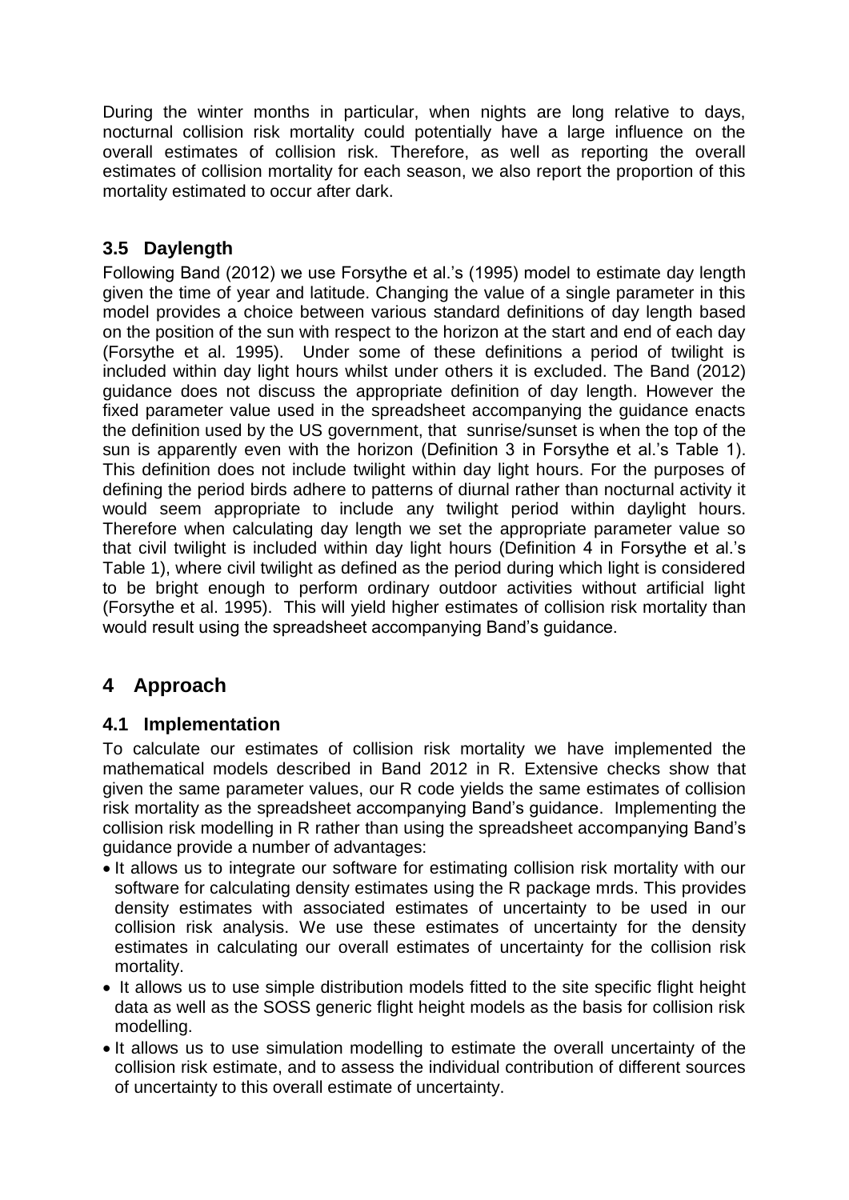During the winter months in particular, when nights are long relative to days, nocturnal collision risk mortality could potentially have a large influence on the overall estimates of collision risk. Therefore, as well as reporting the overall estimates of collision mortality for each season, we also report the proportion of this mortality estimated to occur after dark.

## 3.5 Daylength

Following Band (2012) we use Forsythe et al.'s (1995) model to estimate day length given the time of year and latitude. Changing the value of a single parameter in this model provides a choice between various standard definitions of day length based on the position of the sun with respect to the horizon at the start and end of each day (Forsythe et al. 1995). Under some of these definitions a period of twilight is included within day light hours whilst under others it is excluded. The Band (2012) guidance does not discuss the appropriate definition of day length. However the fixed parameter value used in the spreadsheet accompanying the guidance enacts the definition used by the US government, that sunrise/sunset is when the top of the sun is apparently even with the horizon (Definition 3 in Forsythe et al.'s Table 1). This definition does not include twilight within day light hours. For the purposes of defining the period birds adhere to patterns of diurnal rather than nocturnal activity it would seem appropriate to include any twilight period within daylight hours. Therefore when calculating day length we set the appropriate parameter value so that civil twilight is included within day light hours (Definition 4 in Forsythe et al.'s Table 1), where civil twilight as defined as the period during which light is considered to be bright enough to perform ordinary outdoor activities without artificial light (Forsythe et al. 1995). This will yield higher estimates of collision risk mortality than would result using the spreadsheet accompanying Band's guidance.

# 4 Approach

## 4.1 Implementation

To calculate our estimates of collision risk mortality we have implemented the mathematical models described in Band 2012 in R. Extensive checks show that given the same parameter values, our R code yields the same estimates of collision risk mortality as the spreadsheet accompanying Band's guidance. Implementing the collision risk modelling in R rather than using the spreadsheet accompanying Band's guidance provide a number of advantages:

- It allows us to integrate our software for estimating collision risk mortality with our software for calculating density estimates using the R package mrds. This provides density estimates with associated estimates of uncertainty to be used in our collision risk analysis. We use these estimates of uncertainty for the density estimates in calculating our overall estimates of uncertainty for the collision risk mortality.
- It allows us to use simple distribution models fitted to the site specific flight height data as well as the SOSS generic flight height models as the basis for collision risk modelling.
- It allows us to use simulation modelling to estimate the overall uncertainty of the collision risk estimate, and to assess the individual contribution of different sources of uncertainty to this overall estimate of uncertainty.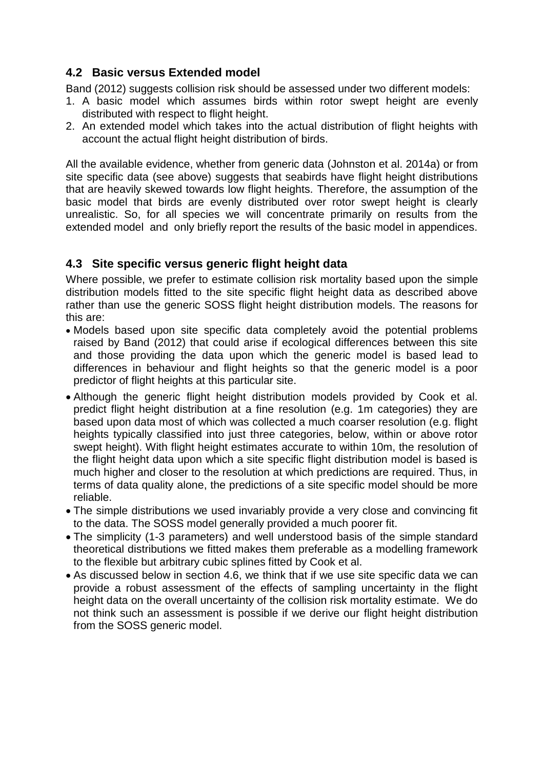## 4.2 Basic versus Extended model

Band (2012) suggests collision risk should be assessed under two different models:

1. A basic model which assumes birds within rotor swept height are evenly distributed with respect to flight height.
2. An extended model which takes into the actual distribution of flight heights with account the actual flight height distribution of birds.

All the available evidence, whether from generic data (Johnston et al. 2014a) or from site specific data (see above) suggests that seabirds have flight height distributions that are heavily skewed towards low flight heights. Therefore, the assumption of the basic model that birds are evenly distributed over rotor swept height is clearly unrealistic. So, for all species we will concentrate primarily on results from the extended model and only briefly report the results of the basic model in appendices.

## 4.3 Site specific versus generic flight height data

Where possible, we prefer to estimate collision risk mortality based upon the simple distribution models fitted to the site specific flight height data as described above rather than use the generic SOSS flight height distribution models. The reasons for this are:

- Models based upon site specific data completely avoid the potential problems raised by Band (2012) that could arise if ecological differences between this site and those providing the data upon which the generic model is based lead to differences in behaviour and flight heights so that the generic model is a poor predictor of flight heights at this particular site.
- Although the generic flight height distribution models provided by Cook et al. predict flight height distribution at a fine resolution (e.g. 1m categories) they are based upon data most of which was collected a much coarser resolution (e.g. flight heights typically classified into just three categories, below, within or above rotor swept height). With flight height estimates accurate to within 10m, the resolution of the flight height data upon which a site specific flight distribution model is based is much higher and closer to the resolution at which predictions are required. Thus, in terms of data quality alone, the predictions of a site specific model should be more reliable.
- The simple distributions we used invariably provide a very close and convincing fit to the data. The SOSS model generally provided a much poorer fit.
- The simplicity (1-3 parameters) and well understood basis of the simple standard theoretical distributions we fitted makes them preferable as a modelling framework to the flexible but arbitrary cubic splines fitted by Cook et al.
- As discussed below in section 4.6, we think that if we use site specific data we can provide a robust assessment of the effects of sampling uncertainty in the flight height data on the overall uncertainty of the collision risk mortality estimate. We do not think such an assessment is possible if we derive our flight height distribution from the SOSS generic model.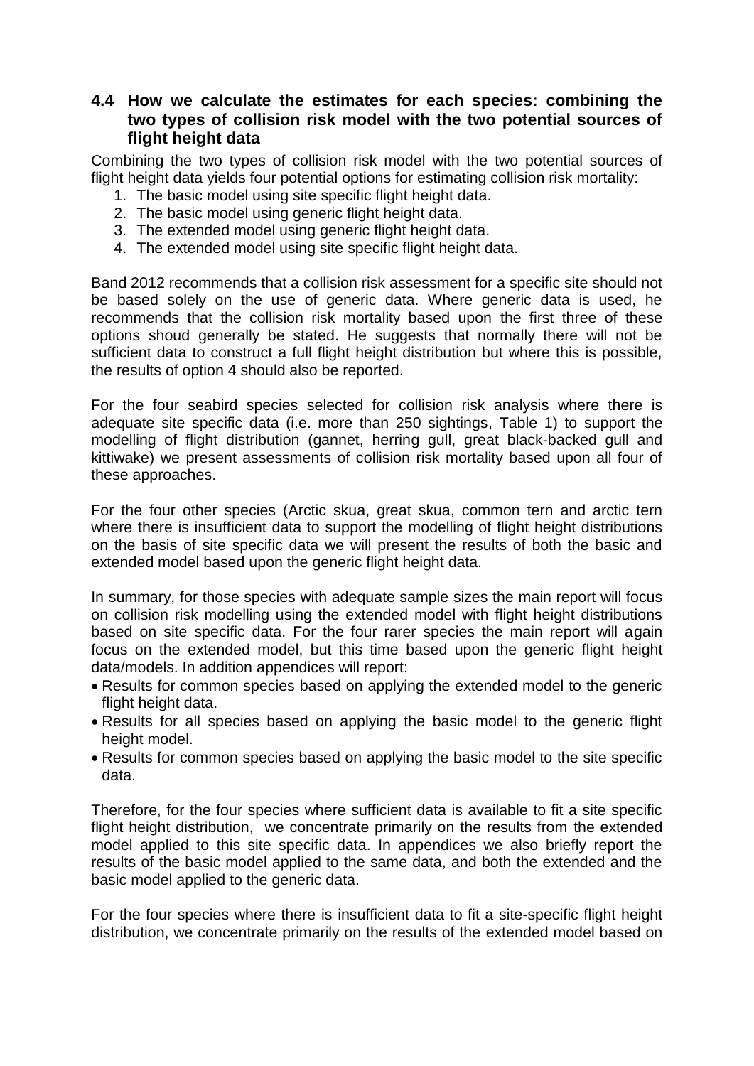### 4.4 How we calculate the estimates for each species: combining the two types of collision risk model with the two potential sources of flight height data

Combining the two types of collision risk model with the two potential sources of flight height data yields four potential options for estimating collision risk mortality:

1. The basic model using site specific flight height data.
2. The basic model using generic flight height data.
3. The extended model using generic flight height data.
4. The extended model using site specific flight height data.

Band 2012 recommends that a collision risk assessment for a specific site should not be based solely on the use of generic data. Where generic data is used, he recommends that the collision risk mortality based upon the first three of these options shoud generally be stated. He suggests that normally there will not be sufficient data to construct a full flight height distribution but where this is possible, the results of option 4 should also be reported.

For the four seabird species selected for collision risk analysis where there is adequate site specific data (i.e. more than 250 sightings, Table 1) to support the modelling of flight distribution (gannet, herring gull, great black-backed gull and kittiwake) we present assessments of collision risk mortality based upon all four of these approaches.

For the four other species (Arctic skua, great skua, common tern and arctic tern where there is insufficient data to support the modelling of flight height distributions on the basis of site specific data we will present the results of both the basic and extended model based upon the generic flight height data.

In summary, for those species with adequate sample sizes the main report will focus on collision risk modelling using the extended model with flight height distributions based on site specific data. For the four rarer species the main report will again focus on the extended model, but this time based upon the generic flight height data/models. In addition appendices will report:

- Results for common species based on applying the extended model to the generic flight height data.
- Results for all species based on applying the basic model to the generic flight height model.
- Results for common species based on applying the basic model to the site specific data.

Therefore, for the four species where sufficient data is available to fit a site specific flight height distribution, we concentrate primarily on the results from the extended model applied to this site specific data. In appendices we also briefly report the results of the basic model applied to the same data, and both the extended and the basic model applied to the generic data.

For the four species where there is insufficient data to fit a site-specific flight height distribution, we concentrate primarily on the results of the extended model based on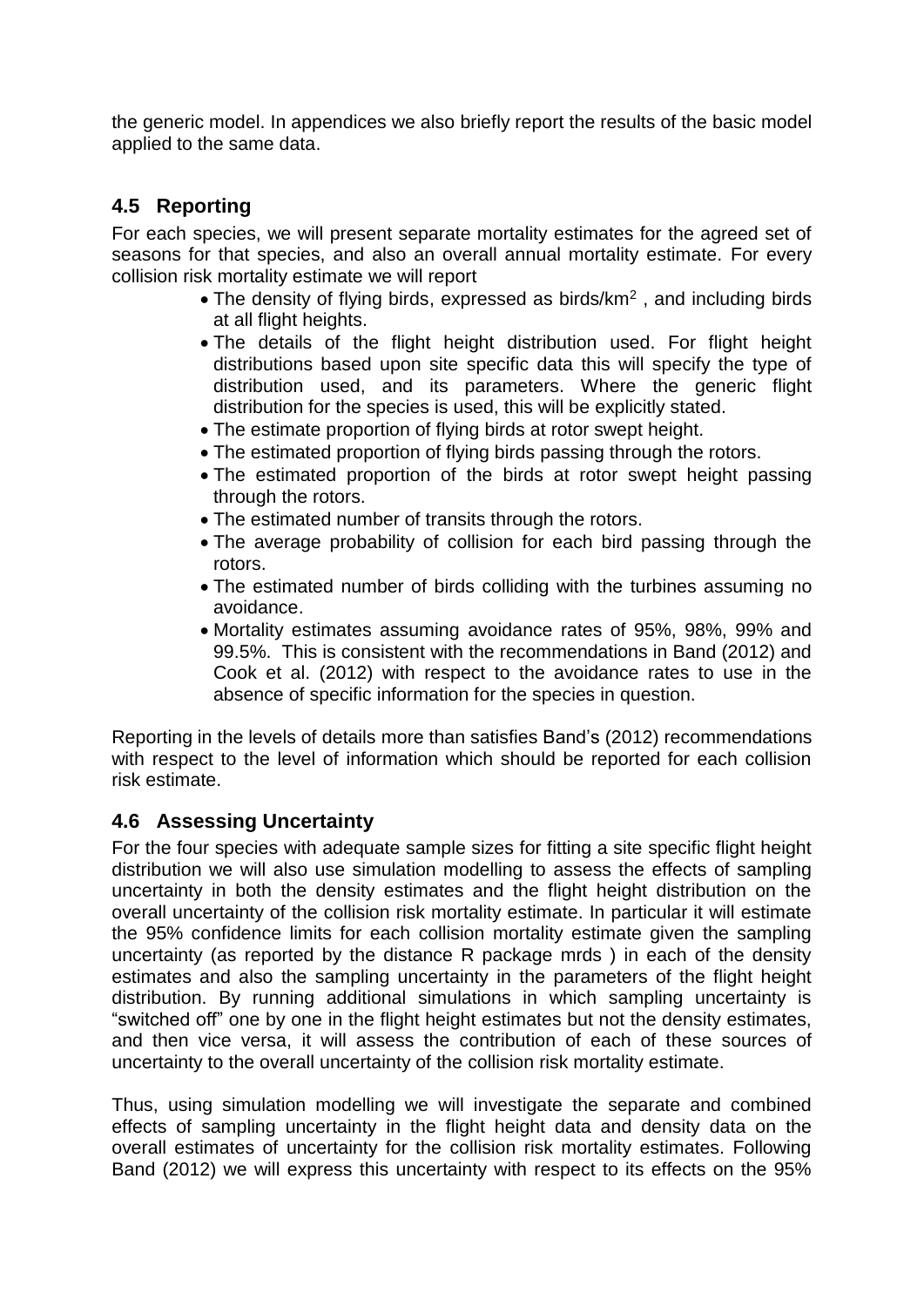the generic model. In appendices we also briefly report the results of the basic model applied to the same data.

## 4.5 Reporting

For each species, we will present separate mortality estimates for the agreed set of seasons for that species, and also an overall annual mortality estimate. For every collision risk mortality estimate we will report

- The density of flying birds, expressed as birds/km$^2$ , and including birds at all flight heights.
- The details of the flight height distribution used. For flight height distributions based upon site specific data this will specify the type of distribution used, and its parameters. Where the generic flight distribution for the species is used, this will be explicitly stated.
- The estimate proportion of flying birds at rotor swept height.
- The estimated proportion of flying birds passing through the rotors.
- The estimated proportion of the birds at rotor swept height passing through the rotors.
- The estimated number of transits through the rotors.
- The average probability of collision for each bird passing through the rotors.
- The estimated number of birds colliding with the turbines assuming no avoidance.
- Mortality estimates assuming avoidance rates of 95%, 98%, 99% and 99.5%. This is consistent with the recommendations in Band (2012) and Cook et al. (2012) with respect to the avoidance rates to use in the absence of specific information for the species in question.

Reporting in the levels of details more than satisfies Band's (2012) recommendations with respect to the level of information which should be reported for each collision risk estimate.

## 4.6 Assessing Uncertainty

For the four species with adequate sample sizes for fitting a site specific flight height distribution we will also use simulation modelling to assess the effects of sampling uncertainty in both the density estimates and the flight height distribution on the overall uncertainty of the collision risk mortality estimate. In particular it will estimate the 95% confidence limits for each collision mortality estimate given the sampling uncertainty (as reported by the distance R package mrds ) in each of the density estimates and also the sampling uncertainty in the parameters of the flight height distribution. By running additional simulations in which sampling uncertainty is "switched off" one by one in the flight height estimates but not the density estimates, and then vice versa, it will assess the contribution of each of these sources of uncertainty to the overall uncertainty of the collision risk mortality estimate.

Thus, using simulation modelling we will investigate the separate and combined effects of sampling uncertainty in the flight height data and density data on the overall estimates of uncertainty for the collision risk mortality estimates. Following Band (2012) we will express this uncertainty with respect to its effects on the 95%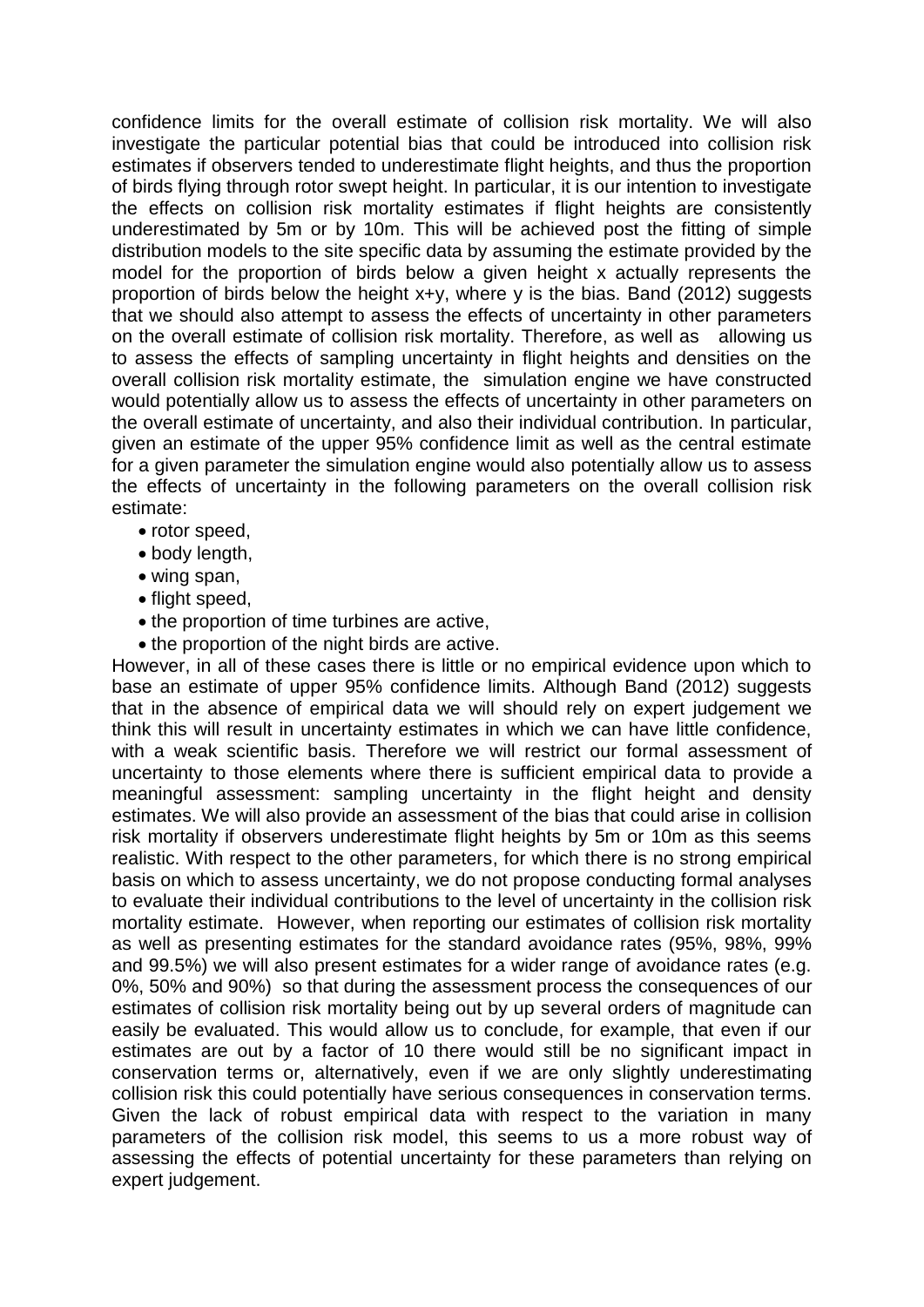confidence limits for the overall estimate of collision risk mortality. We will also investigate the particular potential bias that could be introduced into collision risk estimates if observers tended to underestimate flight heights, and thus the proportion of birds flying through rotor swept height. In particular, it is our intention to investigate the effects on collision risk mortality estimates if flight heights are consistently underestimated by 5m or by 10m. This will be achieved post the fitting of simple distribution models to the site specific data by assuming the estimate provided by the model for the proportion of birds below a given height x actually represents the proportion of birds below the height x+y, where y is the bias. Band (2012) suggests that we should also attempt to assess the effects of uncertainty in other parameters on the overall estimate of collision risk mortality. Therefore, as well as allowing us to assess the effects of sampling uncertainty in flight heights and densities on the overall collision risk mortality estimate, the simulation engine we have constructed would potentially allow us to assess the effects of uncertainty in other parameters on the overall estimate of uncertainty, and also their individual contribution. In particular, given an estimate of the upper 95% confidence limit as well as the central estimate for a given parameter the simulation engine would also potentially allow us to assess the effects of uncertainty in the following parameters on the overall collision risk estimate:

- rotor speed,
- body length,
- wing span,
- flight speed,
- the proportion of time turbines are active,
- the proportion of the night birds are active.

However, in all of these cases there is little or no empirical evidence upon which to base an estimate of upper 95% confidence limits. Although Band (2012) suggests that in the absence of empirical data we will should rely on expert judgement we think this will result in uncertainty estimates in which we can have little confidence, with a weak scientific basis. Therefore we will restrict our formal assessment of uncertainty to those elements where there is sufficient empirical data to provide a meaningful assessment: sampling uncertainty in the flight height and density estimates. We will also provide an assessment of the bias that could arise in collision risk mortality if observers underestimate flight heights by 5m or 10m as this seems realistic. With respect to the other parameters, for which there is no strong empirical basis on which to assess uncertainty, we do not propose conducting formal analyses to evaluate their individual contributions to the level of uncertainty in the collision risk mortality estimate. However, when reporting our estimates of collision risk mortality as well as presenting estimates for the standard avoidance rates (95%, 98%, 99% and 99.5%) we will also present estimates for a wider range of avoidance rates (e.g. 0%, 50% and 90%) so that during the assessment process the consequences of our estimates of collision risk mortality being out by up several orders of magnitude can easily be evaluated. This would allow us to conclude, for example, that even if our estimates are out by a factor of 10 there would still be no significant impact in conservation terms or, alternatively, even if we are only slightly underestimating collision risk this could potentially have serious consequences in conservation terms. Given the lack of robust empirical data with respect to the variation in many parameters of the collision risk model, this seems to us a more robust way of assessing the effects of potential uncertainty for these parameters than relying on expert judgement.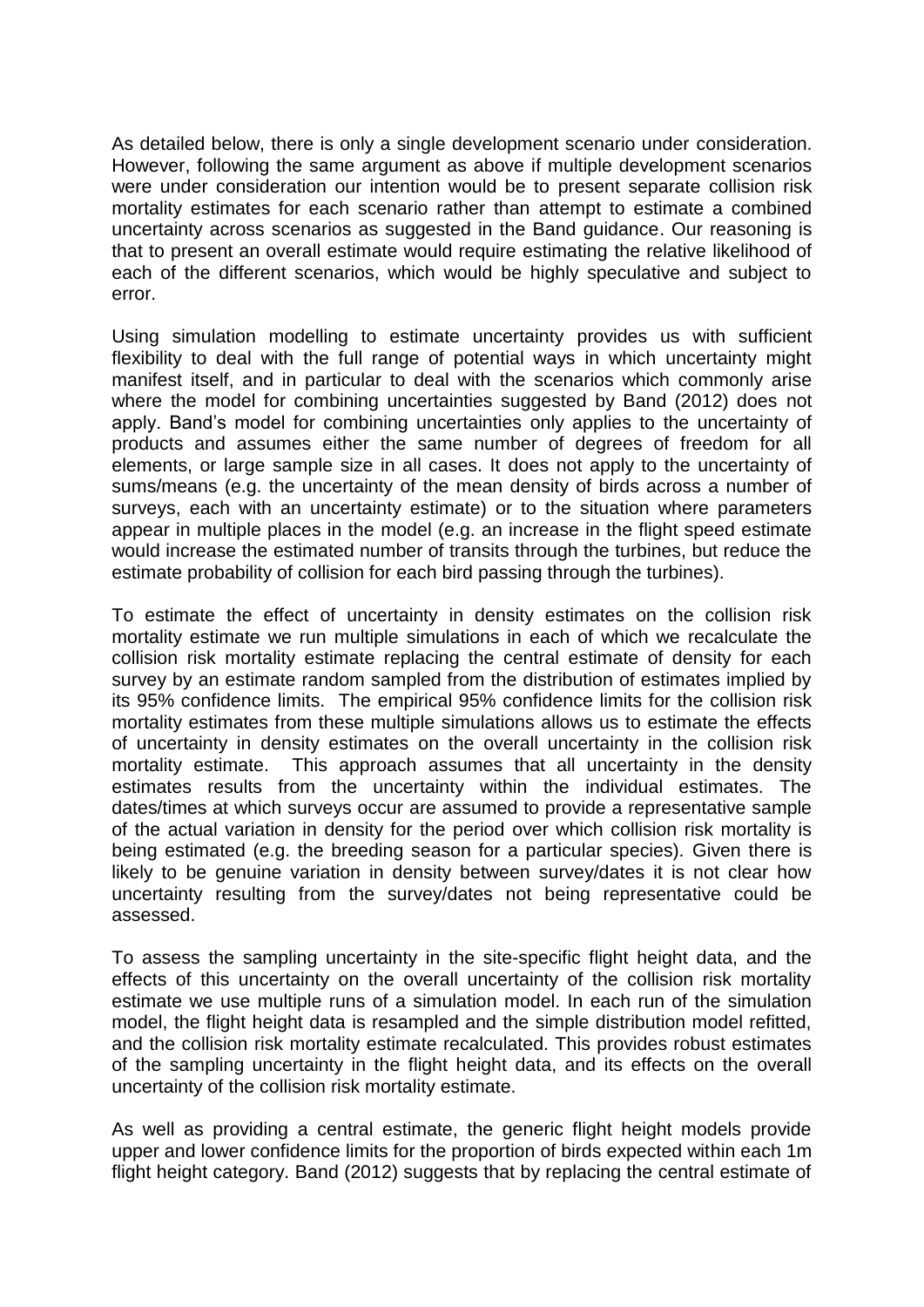As detailed below, there is only a single development scenario under consideration. However, following the same argument as above if multiple development scenarios were under consideration our intention would be to present separate collision risk mortality estimates for each scenario rather than attempt to estimate a combined uncertainty across scenarios as suggested in the Band guidance. Our reasoning is that to present an overall estimate would require estimating the relative likelihood of each of the different scenarios, which would be highly speculative and subject to error.

Using simulation modelling to estimate uncertainty provides us with sufficient flexibility to deal with the full range of potential ways in which uncertainty might manifest itself, and in particular to deal with the scenarios which commonly arise where the model for combining uncertainties suggested by Band (2012) does not apply. Band's model for combining uncertainties only applies to the uncertainty of products and assumes either the same number of degrees of freedom for all elements, or large sample size in all cases. It does not apply to the uncertainty of sums/means (e.g. the uncertainty of the mean density of birds across a number of surveys, each with an uncertainty estimate) or to the situation where parameters appear in multiple places in the model (e.g. an increase in the flight speed estimate would increase the estimated number of transits through the turbines, but reduce the estimate probability of collision for each bird passing through the turbines).

To estimate the effect of uncertainty in density estimates on the collision risk mortality estimate we run multiple simulations in each of which we recalculate the collision risk mortality estimate replacing the central estimate of density for each survey by an estimate random sampled from the distribution of estimates implied by its 95% confidence limits. The empirical 95% confidence limits for the collision risk mortality estimates from these multiple simulations allows us to estimate the effects of uncertainty in density estimates on the overall uncertainty in the collision risk mortality estimate. This approach assumes that all uncertainty in the density estimates results from the uncertainty within the individual estimates. The dates/times at which surveys occur are assumed to provide a representative sample of the actual variation in density for the period over which collision risk mortality is being estimated (e.g. the breeding season for a particular species). Given there is likely to be genuine variation in density between survey/dates it is not clear how uncertainty resulting from the survey/dates not being representative could be assessed.

To assess the sampling uncertainty in the site-specific flight height data, and the effects of this uncertainty on the overall uncertainty of the collision risk mortality estimate we use multiple runs of a simulation model. In each run of the simulation model, the flight height data is resampled and the simple distribution model refitted, and the collision risk mortality estimate recalculated. This provides robust estimates of the sampling uncertainty in the flight height data, and its effects on the overall uncertainty of the collision risk mortality estimate.

As well as providing a central estimate, the generic flight height models provide upper and lower confidence limits for the proportion of birds expected within each 1m flight height category. Band (2012) suggests that by replacing the central estimate of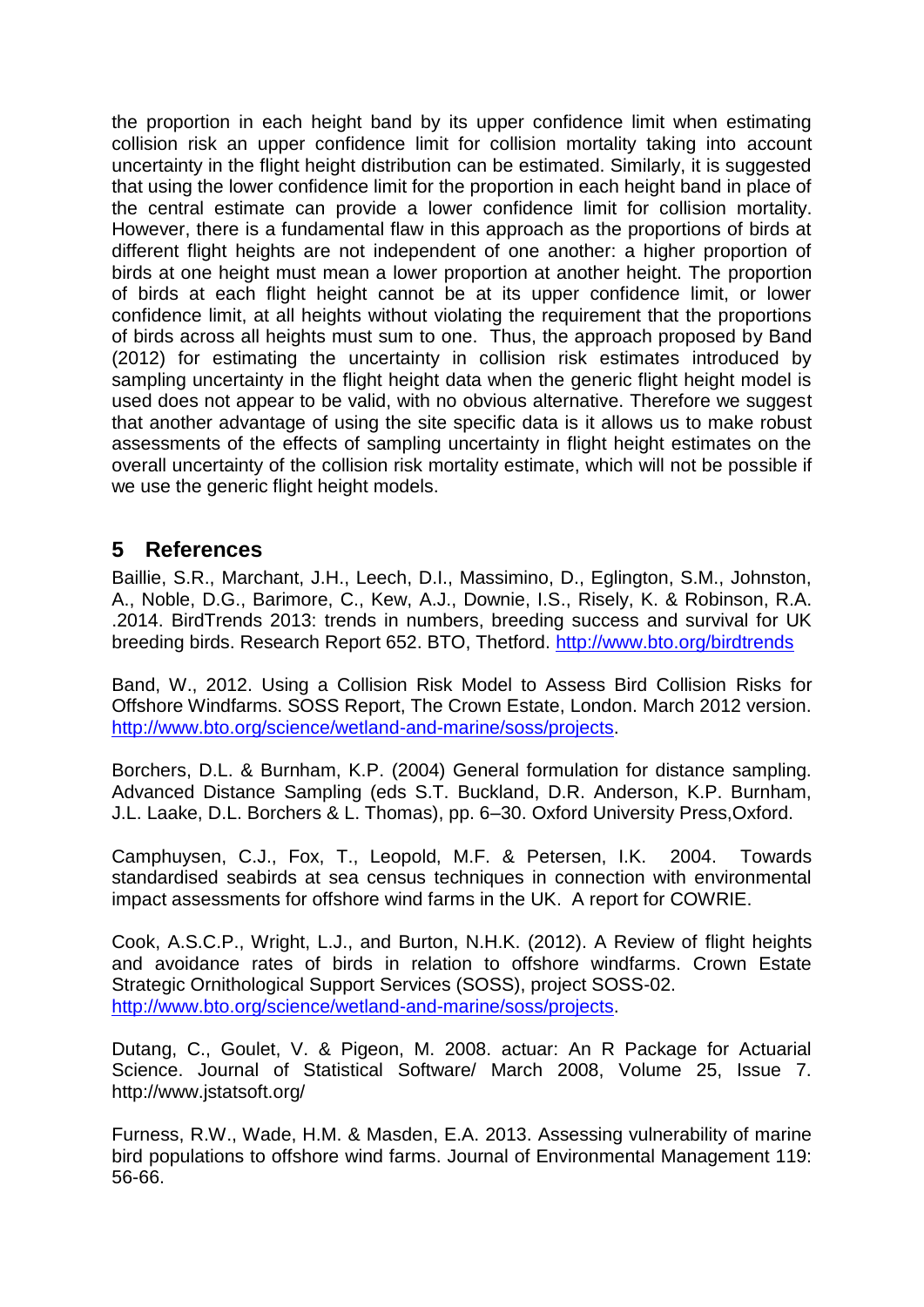the proportion in each height band by its upper confidence limit when estimating collision risk an upper confidence limit for collision mortality taking into account uncertainty in the flight height distribution can be estimated. Similarly, it is suggested that using the lower confidence limit for the proportion in each height band in place of the central estimate can provide a lower confidence limit for collision mortality. However, there is a fundamental flaw in this approach as the proportions of birds at different flight heights are not independent of one another: a higher proportion of birds at one height must mean a lower proportion at another height. The proportion of birds at each flight height cannot be at its upper confidence limit, or lower confidence limit, at all heights without violating the requirement that the proportions of birds across all heights must sum to one. Thus, the approach proposed by Band (2012) for estimating the uncertainty in collision risk estimates introduced by sampling uncertainty in the flight height data when the generic flight height model is used does not appear to be valid, with no obvious alternative. Therefore we suggest that another advantage of using the site specific data is it allows us to make robust assessments of the effects of sampling uncertainty in flight height estimates on the overall uncertainty of the collision risk mortality estimate, which will not be possible if we use the generic flight height models.

# 5 References

Baillie, S.R., Marchant, J.H., Leech, D.I., Massimino, D., Eglington, S.M., Johnston, A., Noble, D.G., Barimore, C., Kew, A.J., Downie, I.S., Risely, K. & Robinson, R.A. .2014. BirdTrends 2013: trends in numbers, breeding success and survival for UK breeding birds. Research Report 652. BTO, Thetford. http://www.bto.org/birdtrends

Band, W., 2012. Using a Collision Risk Model to Assess Bird Collision Risks for Offshore Windfarms. SOSS Report, The Crown Estate, London. March 2012 version. http://www.bto.org/science/wetland-and-marine/soss/projects.

Borchers, D.L. & Burnham, K.P. (2004) General formulation for distance sampling. Advanced Distance Sampling (eds S.T. Buckland, D.R. Anderson, K.P. Burnham, J.L. Laake, D.L. Borchers & L. Thomas), pp. 6–30. Oxford University Press,Oxford.

Camphuysen, C.J., Fox, T., Leopold, M.F. & Petersen, I.K. 2004. Towards standardised seabirds at sea census techniques in connection with environmental impact assessments for offshore wind farms in the UK. A report for COWRIE.

Cook, A.S.C.P., Wright, L.J., and Burton, N.H.K. (2012). A Review of flight heights and avoidance rates of birds in relation to offshore windfarms. Crown Estate Strategic Ornithological Support Services (SOSS), project SOSS-02. http://www.bto.org/science/wetland-and-marine/soss/projects.

Dutang, C., Goulet, V. & Pigeon, M. 2008. actuar: An R Package for Actuarial Science. Journal of Statistical Software/ March 2008, Volume 25, Issue 7. http://www.jstatsoft.org/

Furness, R.W., Wade, H.M. & Masden, E.A. 2013. Assessing vulnerability of marine bird populations to offshore wind farms. Journal of Environmental Management 119: 56-66.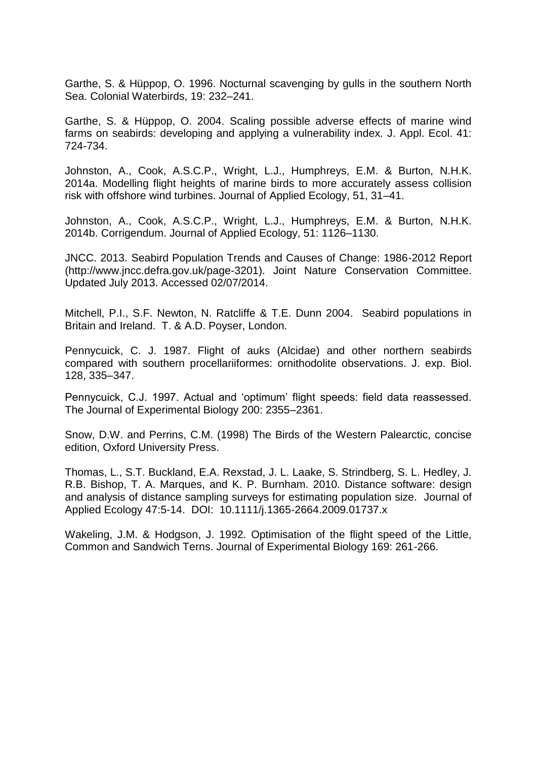Garthe, S. & Hüppop, O. 1996. Nocturnal scavenging by gulls in the southern North Sea. Colonial Waterbirds, 19: 232–241.

Garthe, S. & Hüppop, O. 2004. Scaling possible adverse effects of marine wind farms on seabirds: developing and applying a vulnerability index. J. Appl. Ecol. 41: 724-734.

Johnston, A., Cook, A.S.C.P., Wright, L.J., Humphreys, E.M. & Burton, N.H.K. 2014a. Modelling flight heights of marine birds to more accurately assess collision risk with offshore wind turbines. Journal of Applied Ecology, 51, 31–41.

Johnston, A., Cook, A.S.C.P., Wright, L.J., Humphreys, E.M. & Burton, N.H.K. 2014b. Corrigendum. Journal of Applied Ecology, 51: 1126–1130.

JNCC. 2013. Seabird Population Trends and Causes of Change: 1986-2012 Report (http://www.jncc.defra.gov.uk/page-3201). Joint Nature Conservation Committee. Updated July 2013. Accessed 02/07/2014.

Mitchell, P.I., S.F. Newton, N. Ratcliffe & T.E. Dunn 2004. Seabird populations in Britain and Ireland. T. & A.D. Poyser, London.

Pennycuick, C. J. 1987. Flight of auks (Alcidae) and other northern seabirds compared with southern procellariiformes: ornithodolite observations. J. exp. Biol. 128, 335–347.

Pennycuick, C.J. 1997. Actual and 'optimum' flight speeds: field data reassessed. The Journal of Experimental Biology 200: 2355–2361.

Snow, D.W. and Perrins, C.M. (1998) The Birds of the Western Palearctic, concise edition, Oxford University Press.

Thomas, L., S.T. Buckland, E.A. Rexstad, J. L. Laake, S. Strindberg, S. L. Hedley, J. R.B. Bishop, T. A. Marques, and K. P. Burnham. 2010. Distance software: design and analysis of distance sampling surveys for estimating population size. Journal of Applied Ecology 47:5-14. DOI: 10.1111/j.1365-2664.2009.01737.x

Wakeling, J.M. & Hodgson, J. 1992. Optimisation of the flight speed of the Little, Common and Sandwich Terns. Journal of Experimental Biology 169: 261-266.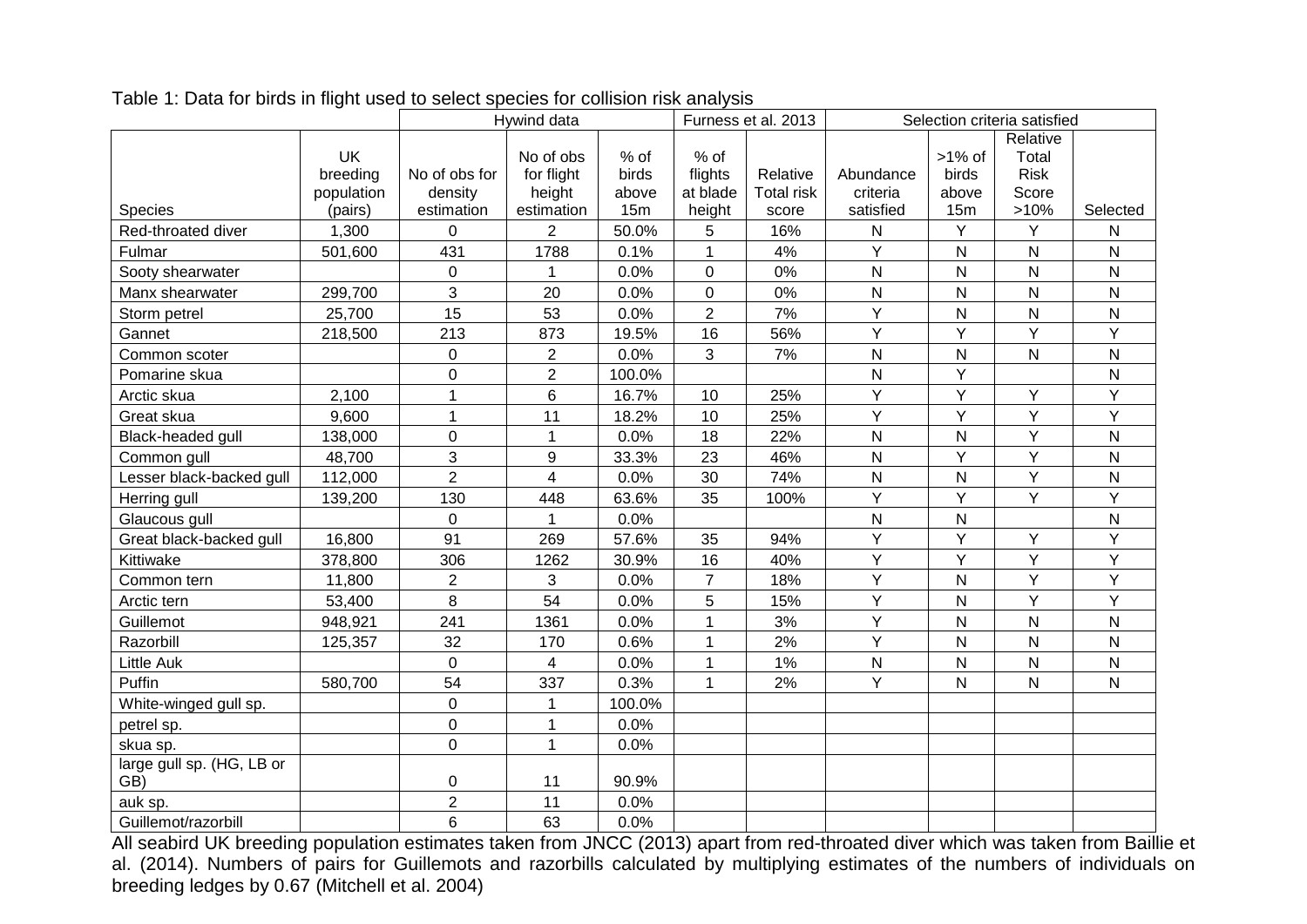Table 1: Data for birds in flight used to select species for collision risk analysis

| | | Hywind data | | | Furness et al. 2013 | | Selection criteria satisfied | | | |
|---|---|---|---|---|---|---|---|---|---|---|
| Species | UK breeding population (pairs) | No of obs for density estimation | No of obs for flight height estimation | % of birds above 15m | % of flights at blade height | Relative Total risk score | Abundance criteria satisfied | >1% of birds above 15m | Relative Total Risk Score >10% | Selected |
| Red-throated diver | 1,300 | 0 | 2 | 50.0% | 5 | 16% | N | Y | Y | N |
| Fulmar | 501,600 | 431 | 1788 | 0.1% | 1 | 4% | Y | N | N | N |
| Sooty shearwater | | 0 | 1 | 0.0% | 0 | 0% | N | N | N | N |
| Manx shearwater | 299,700 | 3 | 20 | 0.0% | 0 | 0% | N | N | N | N |
| Storm petrel | 25,700 | 15 | 53 | 0.0% | 2 | 7% | Y | N | N | N |
| Gannet | 218,500 | 213 | 873 | 19.5% | 16 | 56% | Y | Y | Y | Y |
| Common scoter | | 0 | 2 | 0.0% | 3 | 7% | N | N | N | N |
| Pomarine skua | | 0 | 2 | 100.0% | | | N | Y | | N |
| Arctic skua | 2,100 | 1 | 6 | 16.7% | 10 | 25% | Y | Y | Y | Y |
| Great skua | 9,600 | 1 | 11 | 18.2% | 10 | 25% | Y | Y | Y | Y |
| Black-headed gull | 138,000 | 0 | 1 | 0.0% | 18 | 22% | N | N | Y | N |
| Common gull | 48,700 | 3 | 9 | 33.3% | 23 | 46% | N | Y | Y | N |
| Lesser black-backed gull | 112,000 | 2 | 4 | 0.0% | 30 | 74% | N | N | Y | N |
| Herring gull | 139,200 | 130 | 448 | 63.6% | 35 | 100% | Y | Y | Y | Y |
| Glaucous gull | | 0 | 1 | 0.0% | | | N | N | | N |
| Great black-backed gull | 16,800 | 91 | 269 | 57.6% | 35 | 94% | Y | Y | Y | Y |
| Kittiwake | 378,800 | 306 | 1262 | 30.9% | 16 | 40% | Y | Y | Y | Y |
| Common tern | 11,800 | 2 | 3 | 0.0% | 7 | 18% | Y | N | Y | Y |
| Arctic tern | 53,400 | 8 | 54 | 0.0% | 5 | 15% | Y | N | Y | Y |
| Guillemot | 948,921 | 241 | 1361 | 0.0% | 1 | 3% | Y | N | N | N |
| Razorbill | 125,357 | 32 | 170 | 0.6% | 1 | 2% | Y | N | N | N |
| Little Auk | | 0 | 4 | 0.0% | 1 | 1% | N | N | N | N |
| Puffin | 580,700 | 54 | 337 | 0.3% | 1 | 2% | Y | N | N | N |
| White-winged gull sp. | | 0 | 1 | 100.0% | | | | | | |
| petrel sp. | | 0 | 1 | 0.0% | | | | | | |
| skua sp. | | 0 | 1 | 0.0% | | | | | | |
| large gull sp. (HG, LB or GB) | | 0 | 11 | 90.9% | | | | | | |
| auk sp. | | 2 | 11 | 0.0% | | | | | | |
| Guillemot/razorbill | | 6 | 63 | 0.0% | | | | | | |

All seabird UK breeding population estimates taken from JNCC (2013) apart from red-throated diver which was taken from Baillie et al. (2014). Numbers of pairs for Guillemots and razorbills calculated by multiplying estimates of the numbers of individuals on breeding ledges by 0.67 (Mitchell et al. 2004)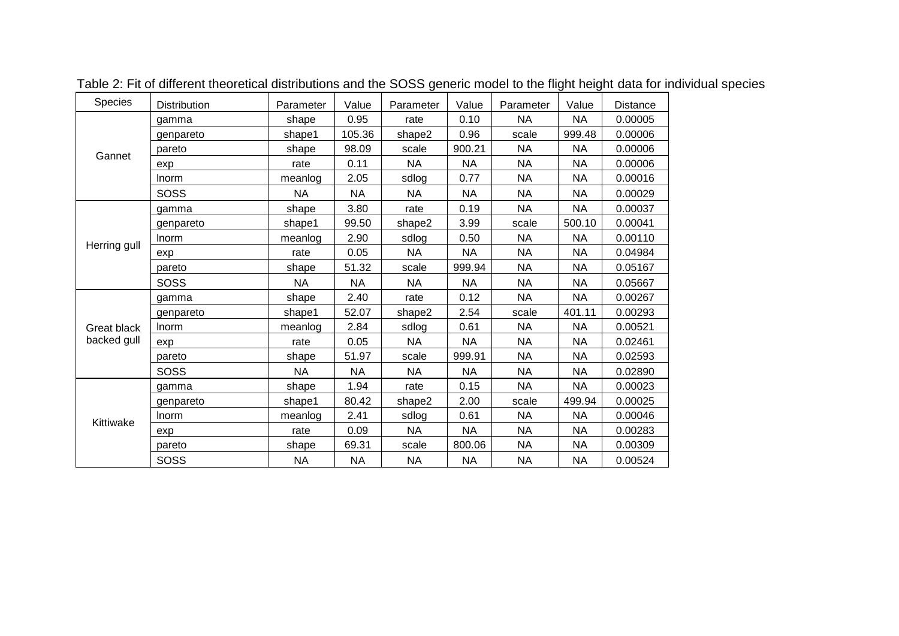Table 2: Fit of different theoretical distributions and the SOSS generic model to the flight height data for individual species

| Species | Distribution | Parameter | Value | Parameter | Value | Parameter | Value | Distance |
|---|---|---|---|---|---|---|---|---|
| Gannet | gamma | shape | 0.95 | rate | 0.10 | NA | NA | 0.00005 |
| | genpareto | shape1 | 105.36 | shape2 | 0.96 | scale | 999.48 | 0.00006 |
| | pareto | shape | 98.09 | scale | 900.21 | NA | NA | 0.00006 |
| | exp | rate | 0.11 | NA | NA | NA | NA | 0.00006 |
| | lnorm | meanlog | 2.05 | sdlog | 0.77 | NA | NA | 0.00016 |
| | SOSS | NA | NA | NA | NA | NA | NA | 0.00029 |
| Herring gull | gamma | shape | 3.80 | rate | 0.19 | NA | NA | 0.00037 |
| | genpareto | shape1 | 99.50 | shape2 | 3.99 | scale | 500.10 | 0.00041 |
| | lnorm | meanlog | 2.90 | sdlog | 0.50 | NA | NA | 0.00110 |
| | exp | rate | 0.05 | NA | NA | NA | NA | 0.04984 |
| | pareto | shape | 51.32 | scale | 999.94 | NA | NA | 0.05167 |
| | SOSS | NA | NA | NA | NA | NA | NA | 0.05667 |
| Great black backed gull | gamma | shape | 2.40 | rate | 0.12 | NA | NA | 0.00267 |
| | genpareto | shape1 | 52.07 | shape2 | 2.54 | scale | 401.11 | 0.00293 |
| | lnorm | meanlog | 2.84 | sdlog | 0.61 | NA | NA | 0.00521 |
| | exp | rate | 0.05 | NA | NA | NA | NA | 0.02461 |
| | pareto | shape | 51.97 | scale | 999.91 | NA | NA | 0.02593 |
| | SOSS | NA | NA | NA | NA | NA | NA | 0.02890 |
| Kittiwake | gamma | shape | 1.94 | rate | 0.15 | NA | NA | 0.00023 |
| | genpareto | shape1 | 80.42 | shape2 | 2.00 | scale | 499.94 | 0.00025 |
| | lnorm | meanlog | 2.41 | sdlog | 0.61 | NA | NA | 0.00046 |
| | exp | rate | 0.09 | NA | NA | NA | NA | 0.00283 |
| | pareto | shape | 69.31 | scale | 800.06 | NA | NA | 0.00309 |
| | SOSS | NA | NA | NA | NA | NA | NA | 0.00524 |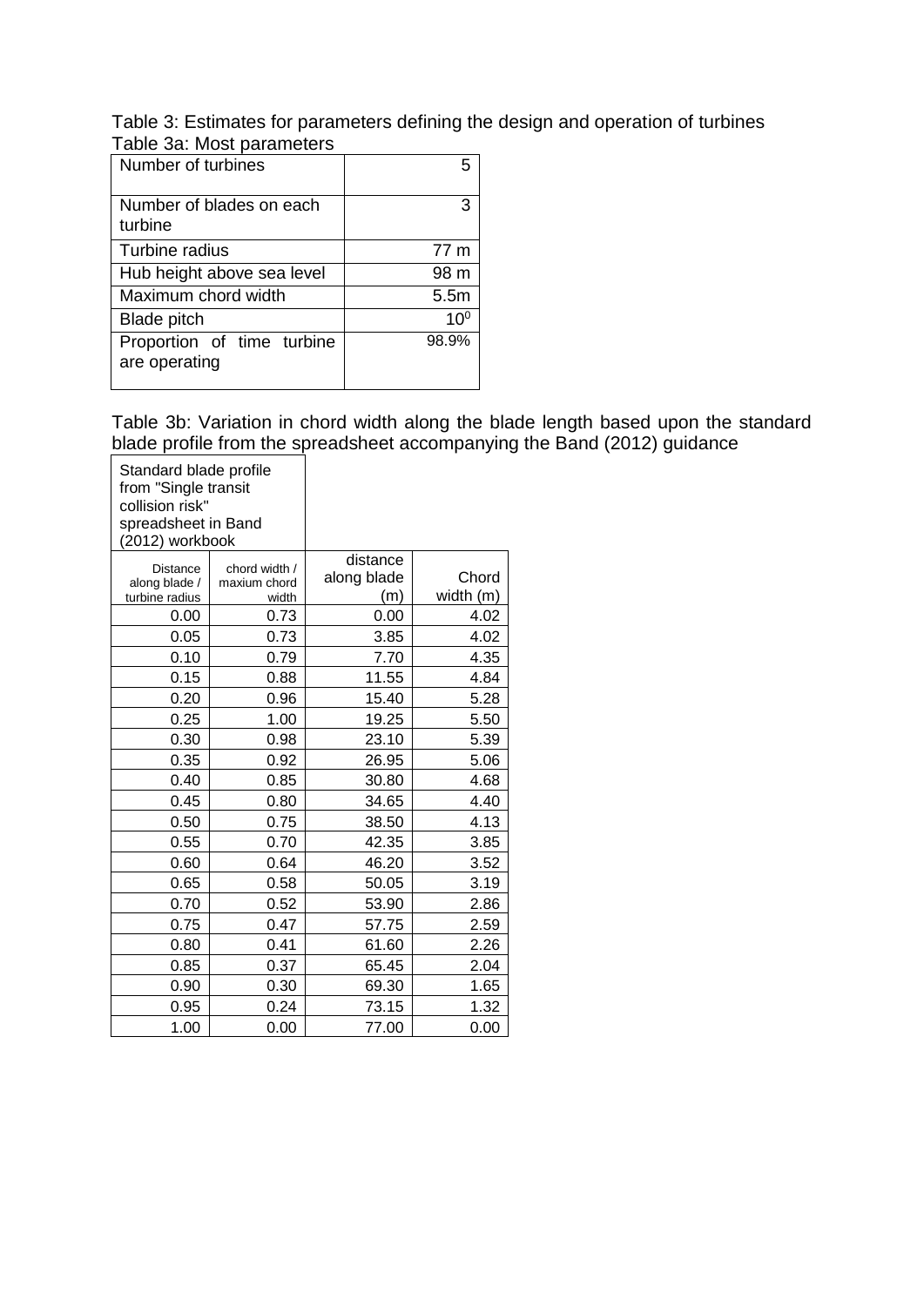Table 3: Estimates for parameters defining the design and operation of turbines

Table 3a: Most parameters

| Number of turbines | 5 |
|---|---|
| Number of blades on each turbine | 3 |
| Turbine radius | 77 m |
| Hub height above sea level | 98 m |
| Maximum chord width | 5.5m |
| Blade pitch | $10^0$ |
| Proportion of time turbine are operating | 98.9% |

Table 3b: Variation in chord width along the blade length based upon the standard blade profile from the spreadsheet accompanying the Band (2012) guidance

| Standard blade profile from "Single transit collision risk" spreadsheet in Band (2012) workbook | | | |
|---|---|---|---|
| Distance along blade / turbine radius | chord width / maxium chord width | distance along blade (m) | Chord width (m) |
| 0.00 | 0.73 | 0.00 | 4.02 |
| 0.05 | 0.73 | 3.85 | 4.02 |
| 0.10 | 0.79 | 7.70 | 4.35 |
| 0.15 | 0.88 | 11.55 | 4.84 |
| 0.20 | 0.96 | 15.40 | 5.28 |
| 0.25 | 1.00 | 19.25 | 5.50 |
| 0.30 | 0.98 | 23.10 | 5.39 |
| 0.35 | 0.92 | 26.95 | 5.06 |
| 0.40 | 0.85 | 30.80 | 4.68 |
| 0.45 | 0.80 | 34.65 | 4.40 |
| 0.50 | 0.75 | 38.50 | 4.13 |
| 0.55 | 0.70 | 42.35 | 3.85 |
| 0.60 | 0.64 | 46.20 | 3.52 |
| 0.65 | 0.58 | 50.05 | 3.19 |
| 0.70 | 0.52 | 53.90 | 2.86 |
| 0.75 | 0.47 | 57.75 | 2.59 |
| 0.80 | 0.41 | 61.60 | 2.26 |
| 0.85 | 0.37 | 65.45 | 2.04 |
| 0.90 | 0.30 | 69.30 | 1.65 |
| 0.95 | 0.24 | 73.15 | 1.32 |
| 1.00 | 0.00 | 77.00 | 0.00 |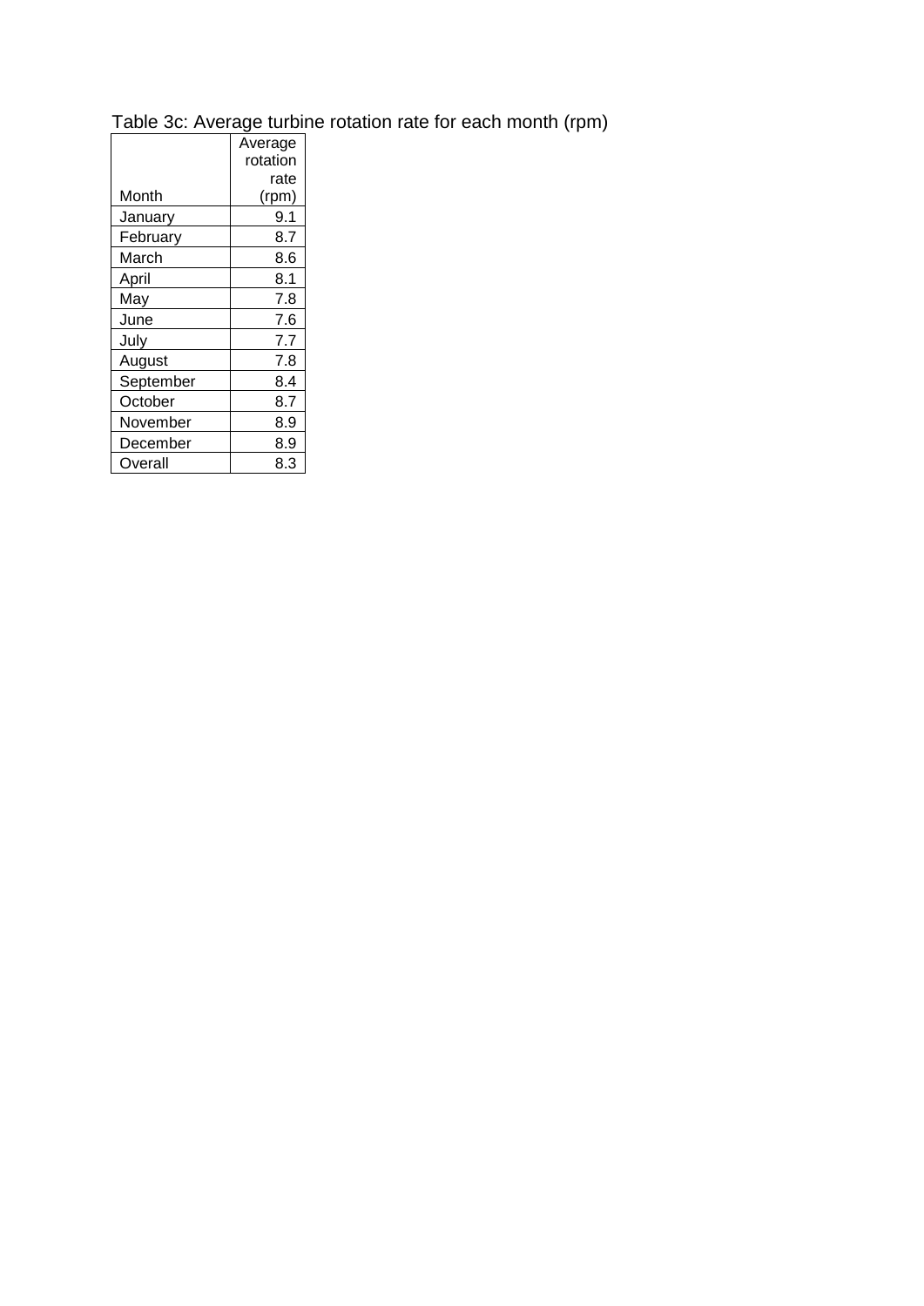Table 3c: Average turbine rotation rate for each month (rpm)

| Month | Average rotation rate (rpm) |
| --- | --- |
| January | 9.1 |
| February | 8.7 |
| March | 8.6 |
| April | 8.1 |
| May | 7.8 |
| June | 7.6 |
| July | 7.7 |
| August | 7.8 |
| September | 8.4 |
| October | 8.7 |
| November | 8.9 |
| December | 8.9 |
| Overall | 8.3 |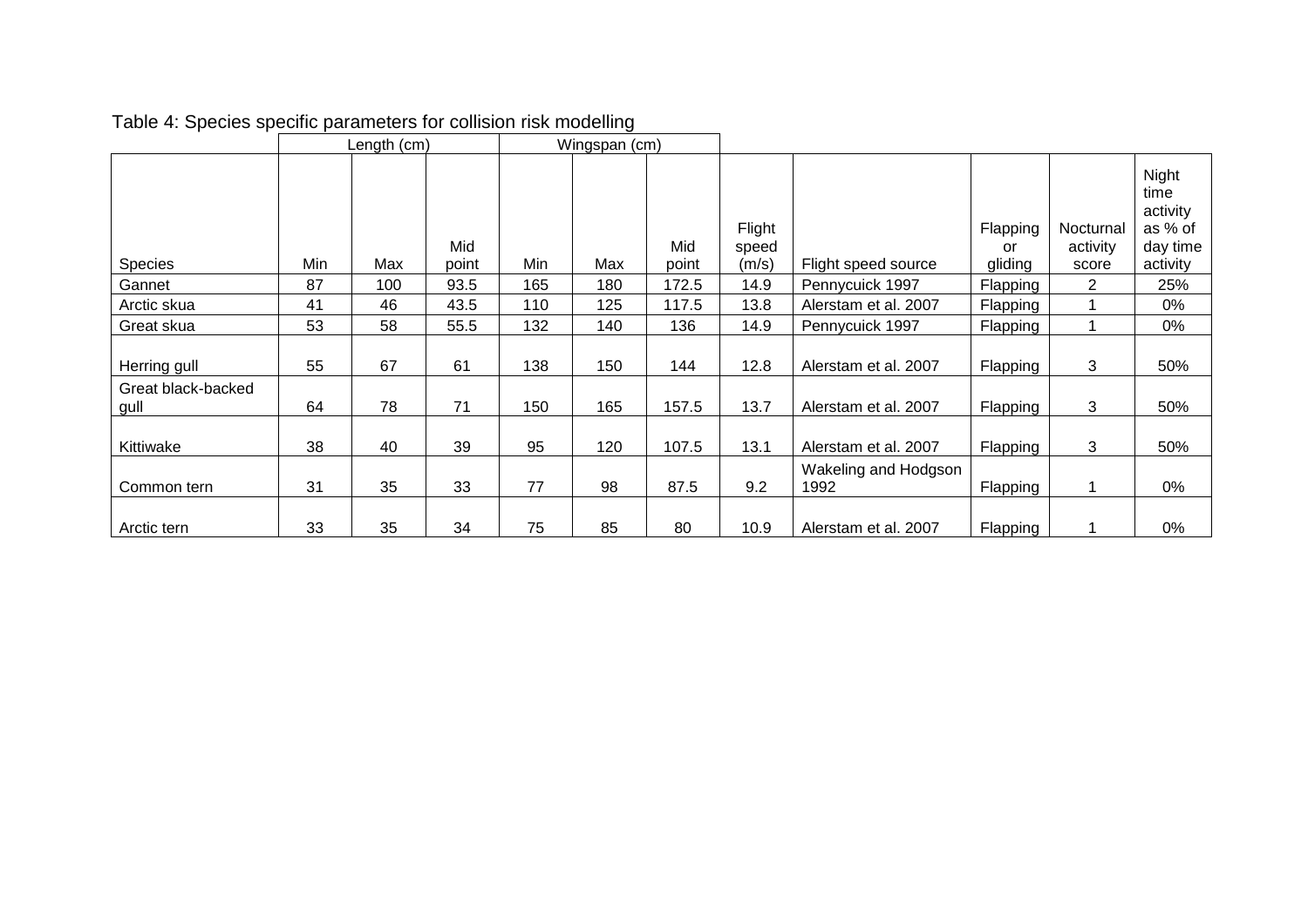Table 4: Species specific parameters for collision risk modelling

| | Length (cm) | | | Wingspan (cm) | | | | | | | |
|---|---|---|---|---|---|---|---|---|---|---|---|
| Species | Min | Max | Mid point | Min | Max | Mid point | Flight speed (m/s) | Flight speed source | Flapping or gliding | Nocturnal activity score | Night time activity as % of day time activity |
| Gannet | 87 | 100 | 93.5 | 165 | 180 | 172.5 | 14.9 | Pennycuick 1997 | Flapping | 2 | 25% |
| Arctic skua | 41 | 46 | 43.5 | 110 | 125 | 117.5 | 13.8 | Alerstam et al. 2007 | Flapping | 1 | 0% |
| Great skua | 53 | 58 | 55.5 | 132 | 140 | 136 | 14.9 | Pennycuick 1997 | Flapping | 1 | 0% |
| Herring gull | 55 | 67 | 61 | 138 | 150 | 144 | 12.8 | Alerstam et al. 2007 | Flapping | 3 | 50% |
| Great black-backed gull | 64 | 78 | 71 | 150 | 165 | 157.5 | 13.7 | Alerstam et al. 2007 | Flapping | 3 | 50% |
| Kittiwake | 38 | 40 | 39 | 95 | 120 | 107.5 | 13.1 | Alerstam et al. 2007 | Flapping | 3 | 50% |
| Common tern | 31 | 35 | 33 | 77 | 98 | 87.5 | 9.2 | Wakeling and Hodgson 1992 | Flapping | 1 | 0% |
| Arctic tern | 33 | 35 | 34 | 75 | 85 | 80 | 10.9 | Alerstam et al. 2007 | Flapping | 1 | 0% |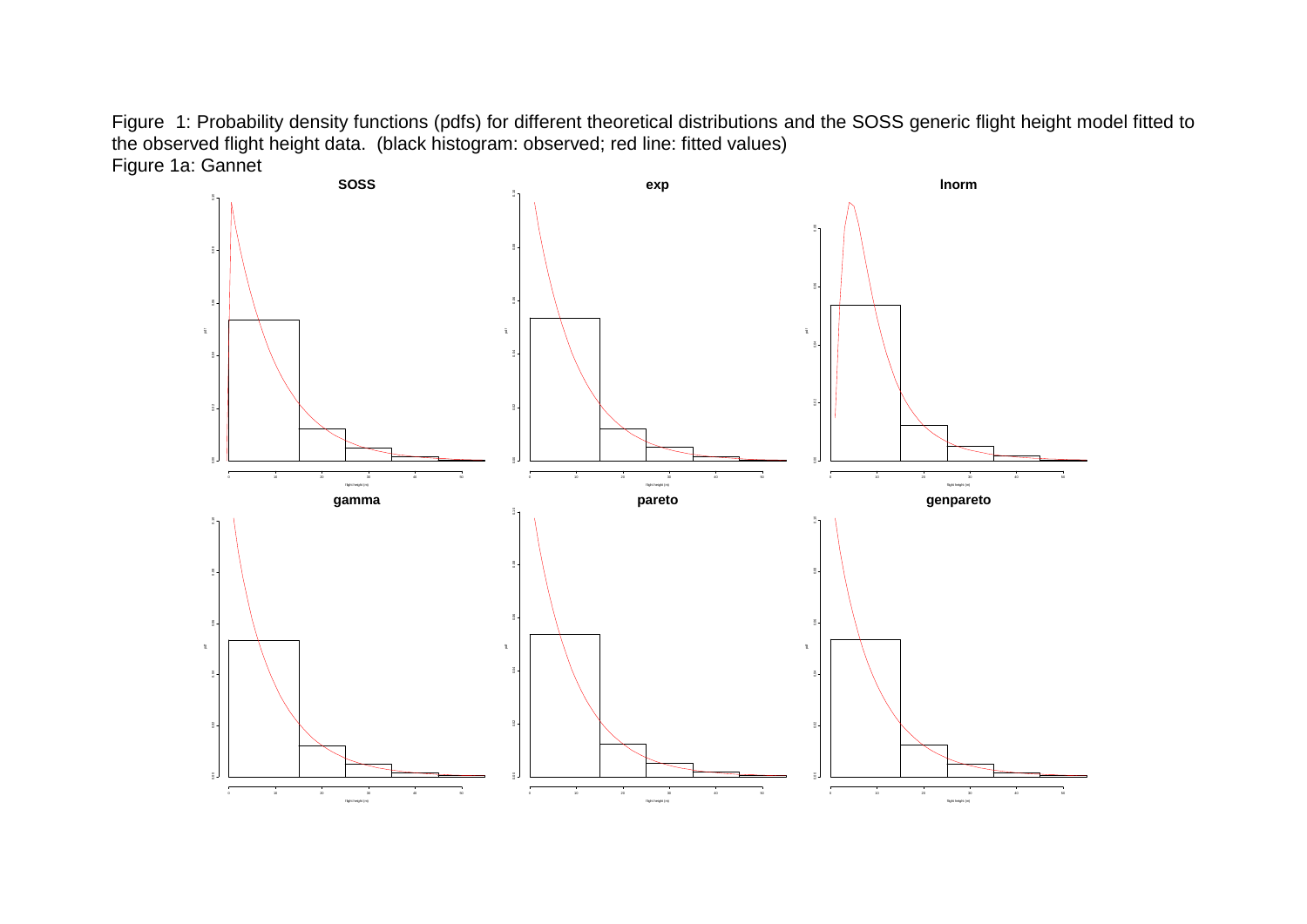Figure 1: Probability density functions (pdfs) for different theoretical distributions and the SOSS generic flight height model fitted to the observed flight height data. (black histogram: observed; red line: fitted values)

Figure 1a: Gannet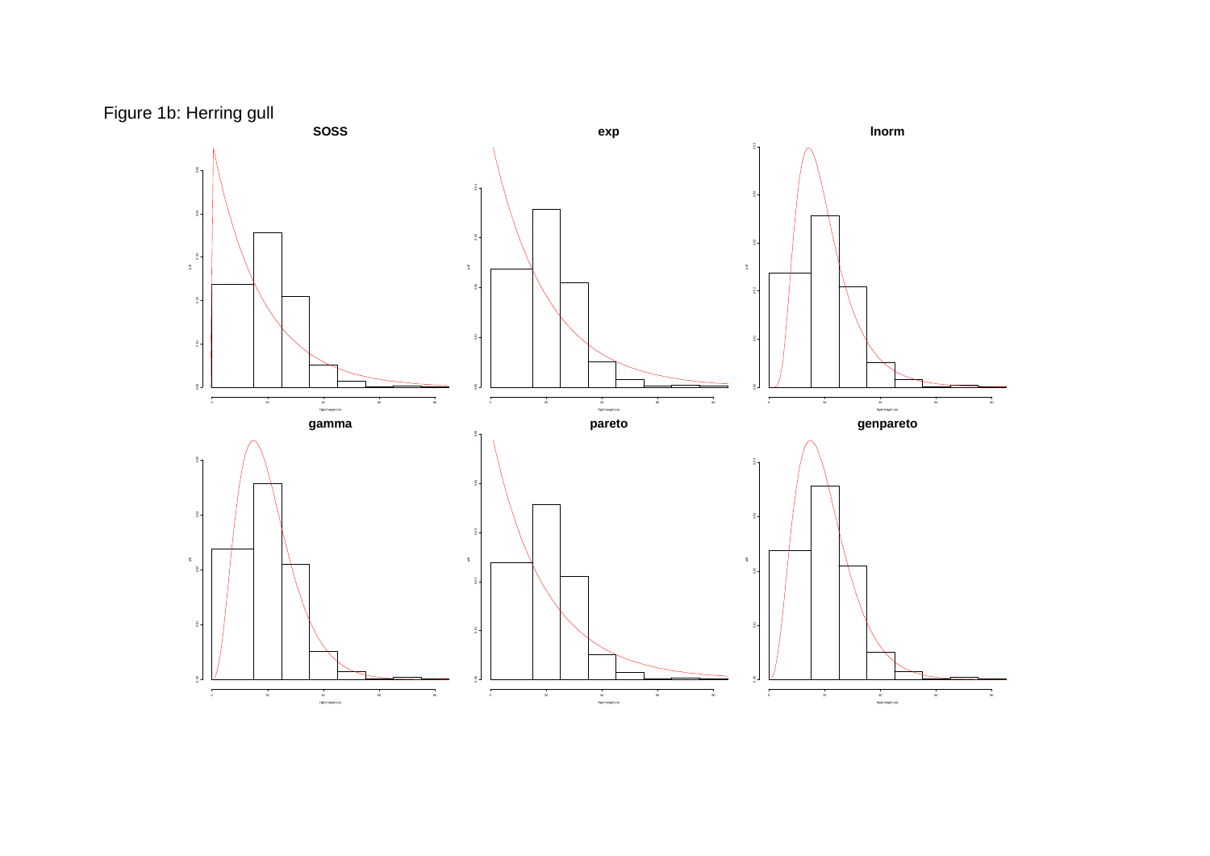Figure 1b: Herring gull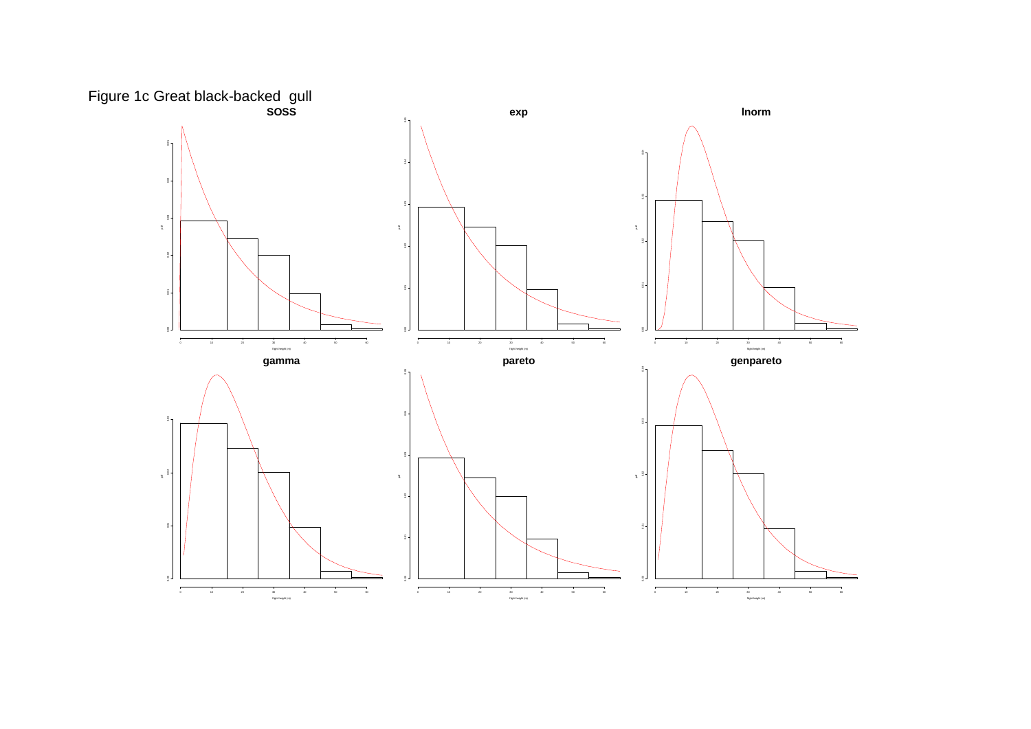Figure 1c Great black-backed gull

**soss**

**exp**

**lnorm**

**gamma**

**pareto**

**genpareto**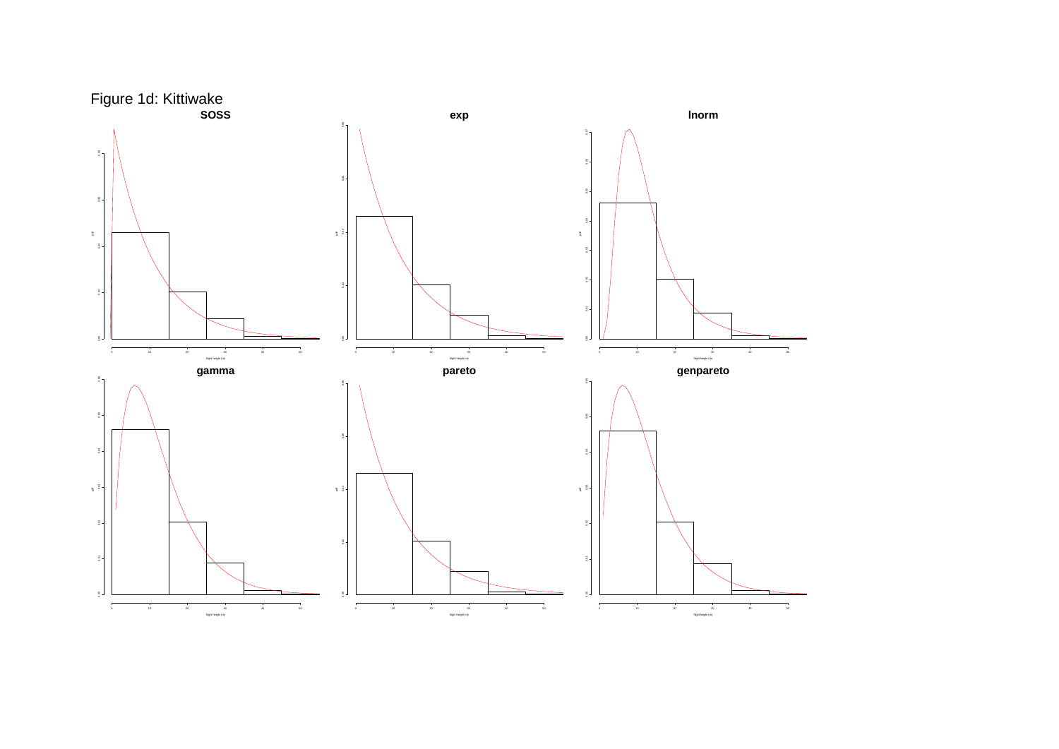Figure 1d: Kittiwake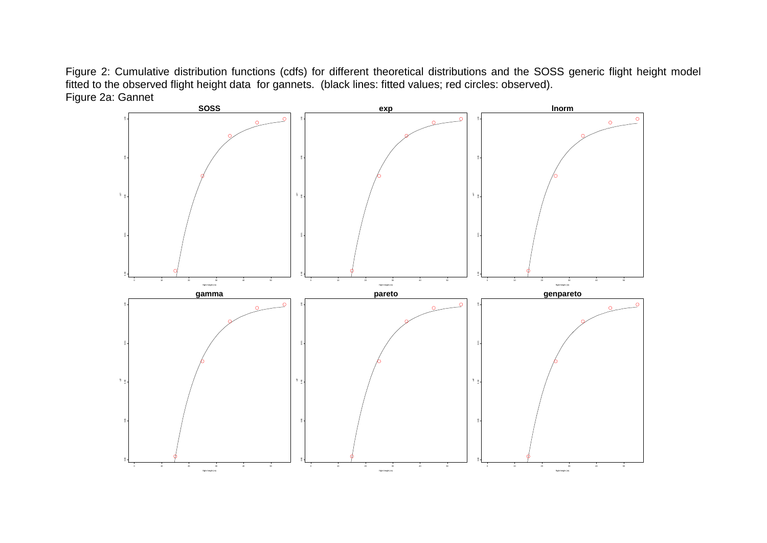Figure 2: Cumulative distribution functions (cdfs) for different theoretical distributions and the SOSS generic flight height model fitted to the observed flight height data for gannets. (black lines: fitted values; red circles: observed).

Figure 2a: Gannet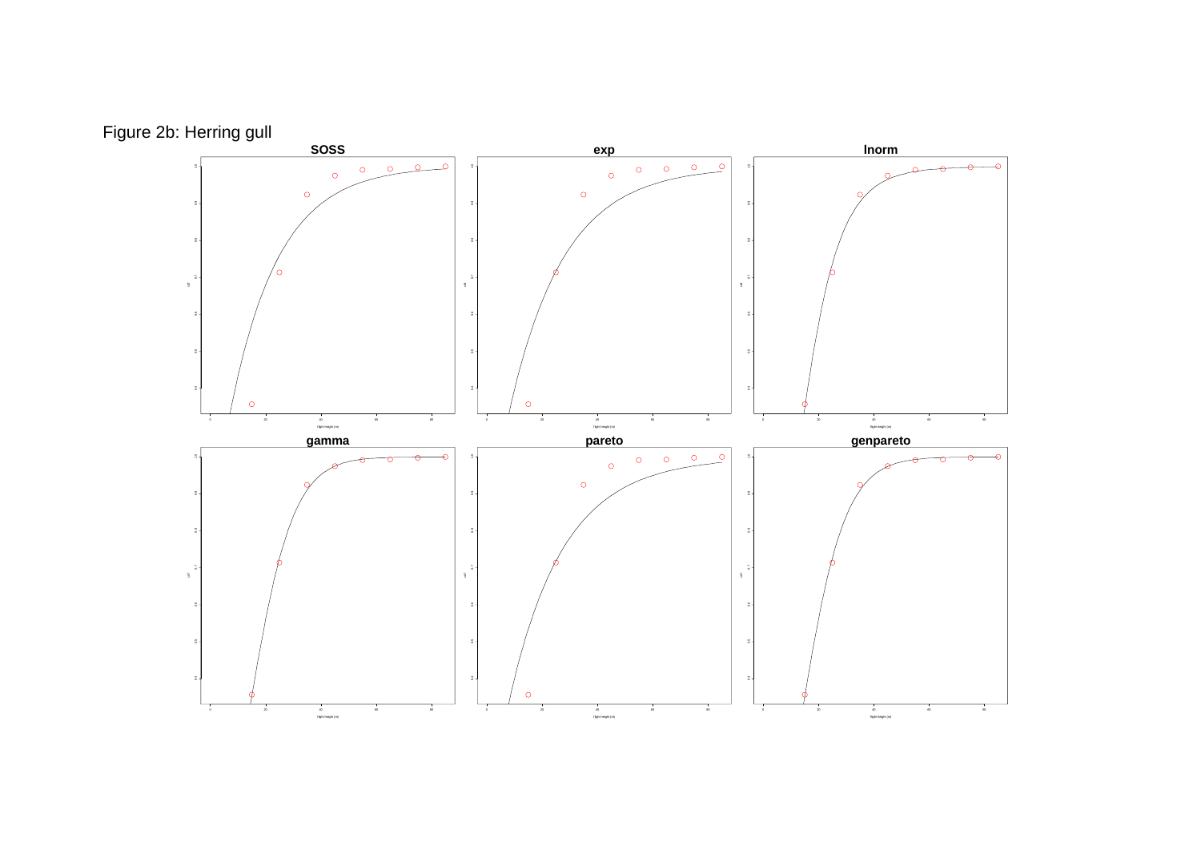Figure 2b: Herring gull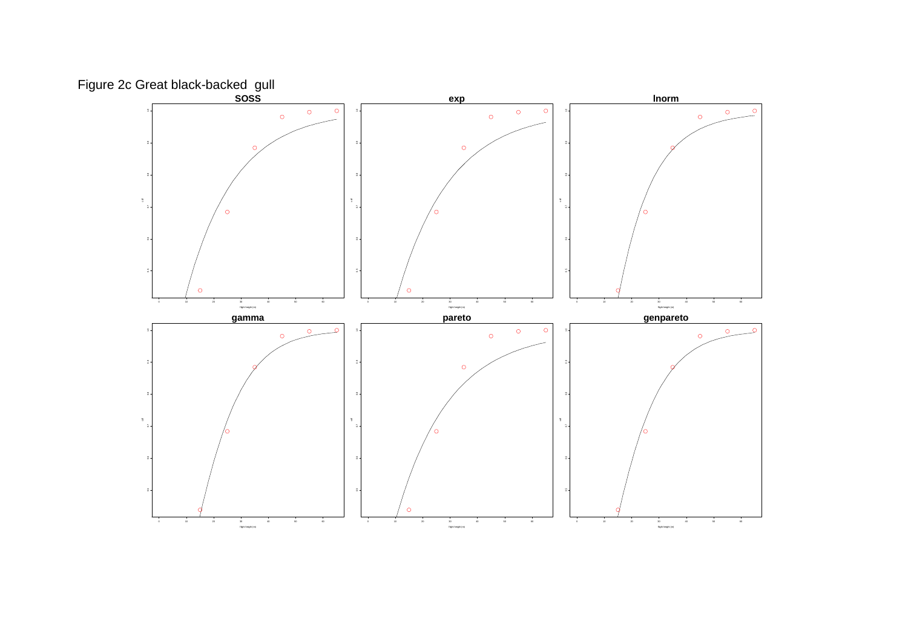Figure 2c Great black-backed gull

**soss**

**exp**

**lnorm**

**gamma**

**pareto**

**genpareto**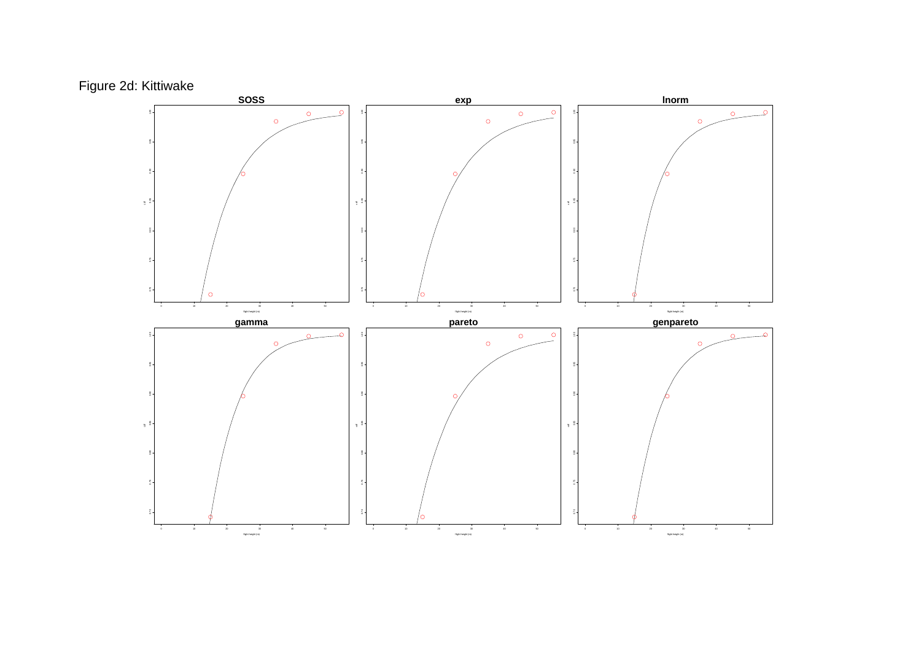Figure 2d: Kittiwake

**soss**

**exp**

**lnorm**

**gamma**

**pareto**

**genpareto**